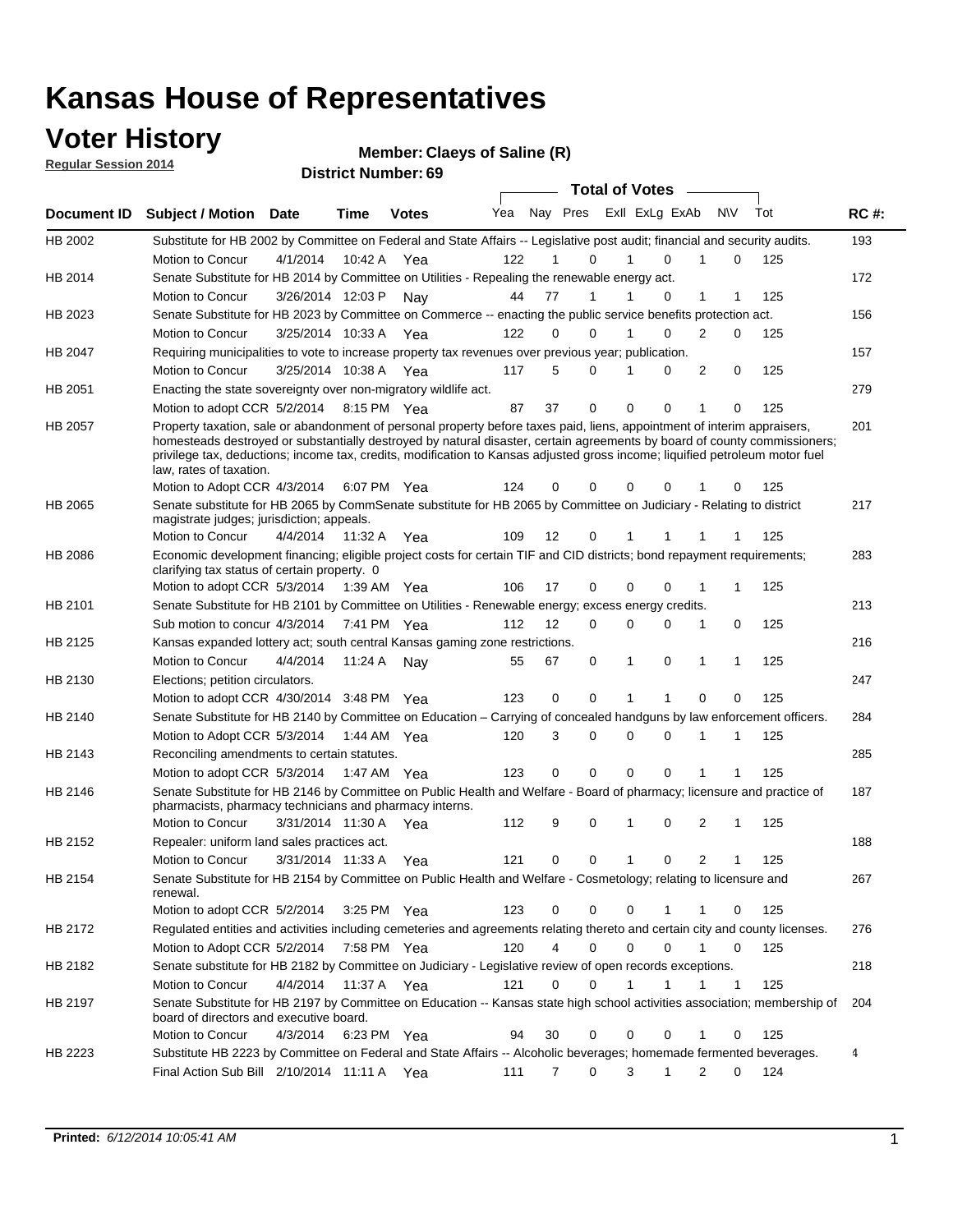# Kansas House of Representatives

## Voter History

**Regular Session 2014**

**Member: Claeys of Saline (R)**

**District Number: 69**

| Document ID | Subject / Motion | Date | Time | Votes | Yea | Nay | Pres | ExII | ExLg | ExAb | N\V | Tot | RC #: |
|---|---|---|---|---|---|---|---|---|---|---|---|---|---|
| HB 2002 | Substitute for HB 2002 by Committee on Federal and State Affairs -- Legislative post audit; financial and security audits. | | | | | | | | | | | | 193 |
| | Motion to Concur | 4/1/2014 | 10:42 A | Yea | 122 | 1 | 0 | 1 | 0 | 1 | 0 | 125 | |
| HB 2014 | Senate Substitute for HB 2014 by Committee on Utilities - Repealing the renewable energy act. | | | | | | | | | | | | 172 |
| | Motion to Concur | 3/26/2014 | 12:03 P | Nay | 44 | 77 | 1 | 1 | 0 | 1 | 1 | 125 | |
| HB 2023 | Senate Substitute for HB 2023 by Committee on Commerce -- enacting the public service benefits protection act. | | | | | | | | | | | | 156 |
| | Motion to Concur | 3/25/2014 | 10:33 A | Yea | 122 | 0 | 0 | 1 | 0 | 2 | 0 | 125 | |
| HB 2047 | Requiring municipalities to vote to increase property tax revenues over previous year; publication. | | | | | | | | | | | | 157 |
| | Motion to Concur | 3/25/2014 | 10:38 A | Yea | 117 | 5 | 0 | 1 | 0 | 2 | 0 | 125 | |
| HB 2051 | Enacting the state sovereignty over non-migratory wildlife act. | | | | | | | | | | | | 279 |
| | Motion to adopt CCR | 5/2/2014 | 8:15 PM | Yea | 87 | 37 | 0 | 0 | 0 | 1 | 0 | 125 | |
| HB 2057 | Property taxation, sale or abandonment of personal property before taxes paid, liens, appointment of interim appraisers, homesteads destroyed or substantially destroyed by natural disaster, certain agreements by board of county commissioners; privilege tax, deductions; income tax, credits, modification to Kansas adjusted gross income; liquified petroleum motor fuel law, rates of taxation. | | | | | | | | | | | | 201 |
| | Motion to Adopt CCR | 4/3/2014 | 6:07 PM | Yea | 124 | 0 | 0 | 0 | 0 | 1 | 0 | 125 | |
| HB 2065 | Senate substitute for HB 2065 by CommSenate substitute for HB 2065 by Committee on Judiciary - Relating to district magistrate judges; jurisdiction; appeals. | | | | | | | | | | | | 217 |
| | Motion to Concur | 4/4/2014 | 11:32 A | Yea | 109 | 12 | 0 | 1 | 1 | 1 | 1 | 125 | |
| HB 2086 | Economic development financing; eligible project costs for certain TIF and CID districts; bond repayment requirements; clarifying tax status of certain property. 0 | | | | | | | | | | | | 283 |
| | Motion to adopt CCR | 5/3/2014 | 1:39 AM | Yea | 106 | 17 | 0 | 0 | 0 | 1 | 1 | 125 | |
| HB 2101 | Senate Substitute for HB 2101 by Committee on Utilities - Renewable energy; excess energy credits. | | | | | | | | | | | | 213 |
| | Sub motion to concur | 4/3/2014 | 7:41 PM | Yea | 112 | 12 | 0 | 0 | 0 | 1 | 0 | 125 | |
| HB 2125 | Kansas expanded lottery act; south central Kansas gaming zone restrictions. | | | | | | | | | | | | 216 |
| | Motion to Concur | 4/4/2014 | 11:24 A | Nay | 55 | 67 | 0 | 1 | 0 | 1 | 1 | 125 | |
| HB 2130 | Elections; petition circulators. | | | | | | | | | | | | 247 |
| | Motion to adopt CCR | 4/30/2014 | 3:48 PM | Yea | 123 | 0 | 0 | 1 | 1 | 0 | 0 | 125 | |
| HB 2140 | Senate Substitute for HB 2140 by Committee on Education – Carrying of concealed handguns by law enforcement officers. | | | | | | | | | | | | 284 |
| | Motion to Adopt CCR | 5/3/2014 | 1:44 AM | Yea | 120 | 3 | 0 | 0 | 0 | 1 | 1 | 125 | |
| HB 2143 | Reconciling amendments to certain statutes. | | | | | | | | | | | | 285 |
| | Motion to adopt CCR | 5/3/2014 | 1:47 AM | Yea | 123 | 0 | 0 | 0 | 0 | 1 | 1 | 125 | |
| HB 2146 | Senate Substitute for HB 2146 by Committee on Public Health and Welfare - Board of pharmacy; licensure and practice of pharmacists, pharmacy technicians and pharmacy interns. | | | | | | | | | | | | 187 |
| | Motion to Concur | 3/31/2014 | 11:30 A | Yea | 112 | 9 | 0 | 1 | 0 | 2 | 1 | 125 | |
| HB 2152 | Repealer: uniform land sales practices act. | | | | | | | | | | | | 188 |
| | Motion to Concur | 3/31/2014 | 11:33 A | Yea | 121 | 0 | 0 | 1 | 0 | 2 | 1 | 125 | |
| HB 2154 | Senate Substitute for HB 2154 by Committee on Public Health and Welfare - Cosmetology; relating to licensure and renewal. | | | | | | | | | | | | 267 |
| | Motion to adopt CCR | 5/2/2014 | 3:25 PM | Yea | 123 | 0 | 0 | 0 | 1 | 1 | 0 | 125 | |
| HB 2172 | Regulated entities and activities including cemeteries and agreements relating thereto and certain city and county licenses. | | | | | | | | | | | | 276 |
| | Motion to Adopt CCR | 5/2/2014 | 7:58 PM | Yea | 120 | 4 | 0 | 0 | 0 | 1 | 0 | 125 | |
| HB 2182 | Senate substitute for HB 2182 by Committee on Judiciary - Legislative review of open records exceptions. | | | | | | | | | | | | 218 |
| | Motion to Concur | 4/4/2014 | 11:37 A | Yea | 121 | 0 | 0 | 1 | 1 | 1 | 1 | 125 | |
| HB 2197 | Senate Substitute for HB 2197 by Committee on Education -- Kansas state high school activities association; membership of board of directors and executive board. | | | | | | | | | | | | 204 |
| | Motion to Concur | 4/3/2014 | 6:23 PM | Yea | 94 | 30 | 0 | 0 | 0 | 1 | 0 | 125 | |
| HB 2223 | Substitute HB 2223 by Committee on Federal and State Affairs -- Alcoholic beverages; homemade fermented beverages. | | | | | | | | | | | | 4 |
| | Final Action Sub Bill | 2/10/2014 | 11:11 A | Yea | 111 | 7 | 0 | 3 | 1 | 2 | 0 | 124 | |

**Printed:** *6/12/2014 10:05:41 AM*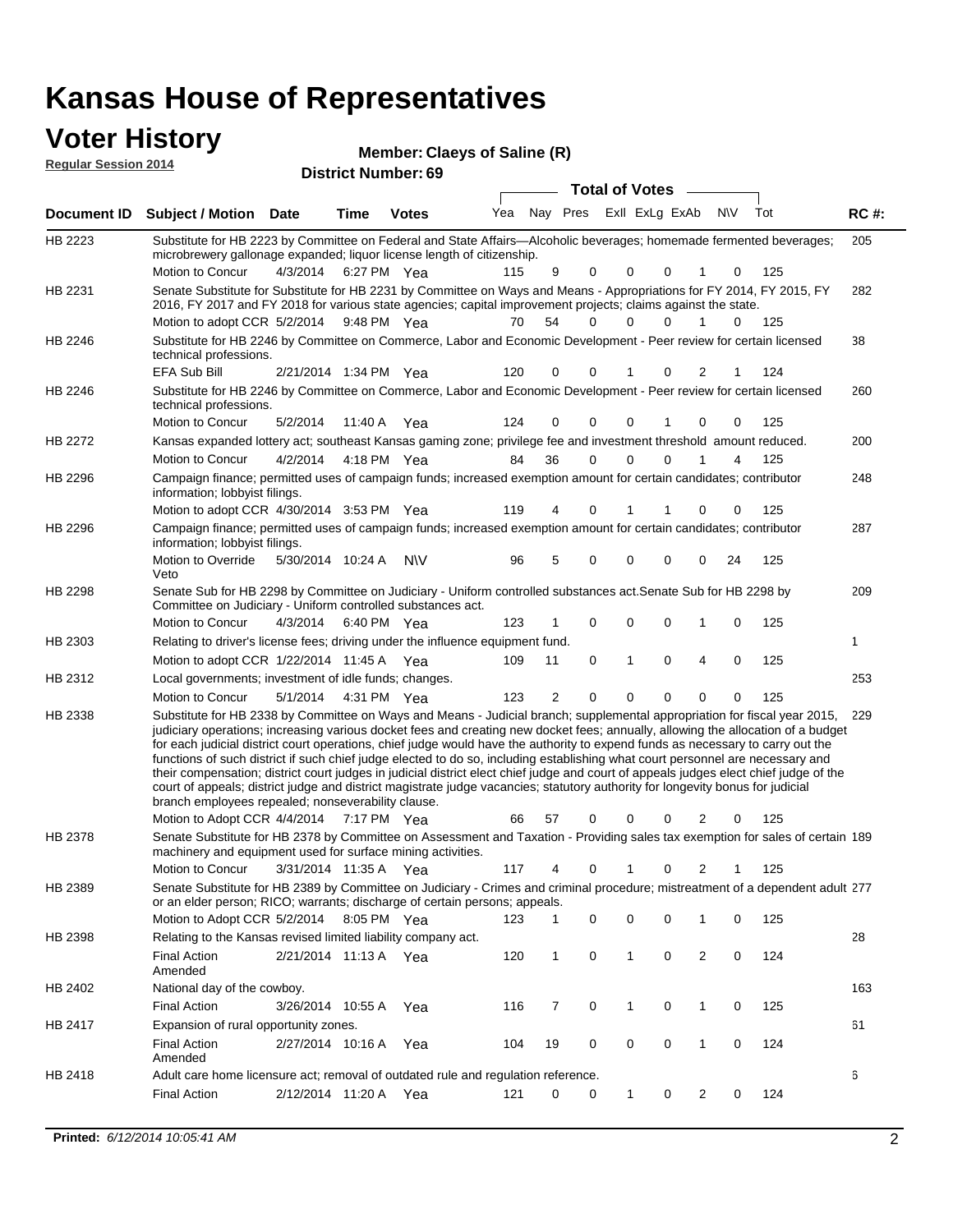# Kansas House of Representatives

## Voter History

**Regular Session 2014**

**Member: Claeys of Saline (R)**

**District Number: 69**

| Document ID | Subject / Motion | Date | Time | Votes | Yea | Nay | Pres | ExII | ExLg | ExAb | N\V | Tot | RC #: |
|---|---|---|---|---|---|---|---|---|---|---|---|---|---|
| HB 2223 | Substitute for HB 2223 by Committee on Federal and State Affairs—Alcoholic beverages; homemade fermented beverages; microbrewery gallonage expanded; liquor license length of citizenship. | | | | | | | | | | | | 205 |
| | Motion to Concur | 4/3/2014 | 6:27 PM | Yea | 115 | 9 | 0 | 0 | 0 | 1 | 0 | 125 | |
| HB 2231 | Senate Substitute for Substitute for HB 2231 by Committee on Ways and Means - Appropriations for FY 2014, FY 2015, FY 2016, FY 2017 and FY 2018 for various state agencies; capital improvement projects; claims against the state. | | | | | | | | | | | | 282 |
| | Motion to adopt CCR | 5/2/2014 | 9:48 PM | Yea | 70 | 54 | 0 | 0 | 0 | 1 | 0 | 125 | |
| HB 2246 | Substitute for HB 2246 by Committee on Commerce, Labor and Economic Development - Peer review for certain licensed technical professions. | | | | | | | | | | | | 38 |
| | EFA Sub Bill | 2/21/2014 | 1:34 PM | Yea | 120 | 0 | 0 | 1 | 0 | 2 | 1 | 124 | |
| HB 2246 | Substitute for HB 2246 by Committee on Commerce, Labor and Economic Development - Peer review for certain licensed technical professions. | | | | | | | | | | | | 260 |
| | Motion to Concur | 5/2/2014 | 11:40 A | Yea | 124 | 0 | 0 | 0 | 1 | 0 | 0 | 125 | |
| HB 2272 | Kansas expanded lottery act; southeast Kansas gaming zone; privilege fee and investment threshold amount reduced. | | | | | | | | | | | | 200 |
| | Motion to Concur | 4/2/2014 | 4:18 PM | Yea | 84 | 36 | 0 | 0 | 0 | 1 | 4 | 125 | |
| HB 2296 | Campaign finance; permitted uses of campaign funds; increased exemption amount for certain candidates; contributor information; lobbyist filings. | | | | | | | | | | | | 248 |
| | Motion to adopt CCR | 4/30/2014 | 3:53 PM | Yea | 119 | 4 | 0 | 1 | 1 | 0 | 0 | 125 | |
| HB 2296 | Campaign finance; permitted uses of campaign funds; increased exemption amount for certain candidates; contributor information; lobbyist filings. | | | | | | | | | | | | 287 |
| | Motion to Override Veto | 5/30/2014 | 10:24 A | N\V | 96 | 5 | 0 | 0 | 0 | 0 | 24 | 125 | |
| HB 2298 | Senate Sub for HB 2298 by Committee on Judiciary - Uniform controlled substances act.Senate Sub for HB 2298 by Committee on Judiciary - Uniform controlled substances act. | | | | | | | | | | | | 209 |
| | Motion to Concur | 4/3/2014 | 6:40 PM | Yea | 123 | 1 | 0 | 0 | 0 | 1 | 0 | 125 | |
| HB 2303 | Relating to driver's license fees; driving under the influence equipment fund. | | | | | | | | | | | | 1 |
| | Motion to adopt CCR | 1/22/2014 | 11:45 A | Yea | 109 | 11 | 0 | 1 | 0 | 4 | 0 | 125 | |
| HB 2312 | Local governments; investment of idle funds; changes. | | | | | | | | | | | | 253 |
| | Motion to Concur | 5/1/2014 | 4:31 PM | Yea | 123 | 2 | 0 | 0 | 0 | 0 | 0 | 125 | |
| HB 2338 | Substitute for HB 2338 by Committee on Ways and Means - Judicial branch; supplemental appropriation for fiscal year 2015, judiciary operations; increasing various docket fees and creating new docket fees; annually, allowing the allocation of a budget for each judicial district court operations, chief judge would have the authority to expend funds as necessary to carry out the functions of such district if such chief judge elected to do so, including establishing what court personnel are necessary and their compensation; district court judges in judicial district elect chief judge and court of appeals judges elect chief judge of the court of appeals; district judge and district magistrate judge vacancies; statutory authority for longevity bonus for judicial branch employees repealed; nonseverability clause. | | | | | | | | | | | | 229 |
| | Motion to Adopt CCR | 4/4/2014 | 7:17 PM | Yea | 66 | 57 | 0 | 0 | 0 | 2 | 0 | 125 | |
| HB 2378 | Senate Substitute for HB 2378 by Committee on Assessment and Taxation - Providing sales tax exemption for sales of certain machinery and equipment used for surface mining activities. | | | | | | | | | | | | 189 |
| | Motion to Concur | 3/31/2014 | 11:35 A | Yea | 117 | 4 | 0 | 1 | 0 | 2 | 1 | 125 | |
| HB 2389 | Senate Substitute for HB 2389 by Committee on Judiciary - Crimes and criminal procedure; mistreatment of a dependent adult or an elder person; RICO; warrants; discharge of certain persons; appeals. | | | | | | | | | | | | 277 |
| | Motion to Adopt CCR | 5/2/2014 | 8:05 PM | Yea | 123 | 1 | 0 | 0 | 0 | 1 | 0 | 125 | |
| HB 2398 | Relating to the Kansas revised limited liability company act. | | | | | | | | | | | | 28 |
| | Final Action Amended | 2/21/2014 | 11:13 A | Yea | 120 | 1 | 0 | 1 | 0 | 2 | 0 | 124 | |
| HB 2402 | National day of the cowboy. | | | | | | | | | | | | 163 |
| | Final Action | 3/26/2014 | 10:55 A | Yea | 116 | 7 | 0 | 1 | 0 | 1 | 0 | 125 | |
| HB 2417 | Expansion of rural opportunity zones. | | | | | | | | | | | | 61 |
| | Final Action Amended | 2/27/2014 | 10:16 A | Yea | 104 | 19 | 0 | 0 | 0 | 1 | 0 | 124 | |
| HB 2418 | Adult care home licensure act; removal of outdated rule and regulation reference. | | | | | | | | | | | | 6 |
| | Final Action | 2/12/2014 | 11:20 A | Yea | 121 | 0 | 0 | 1 | 0 | 2 | 0 | 124 | |

**Printed:** *6/12/2014 10:05:41 AM*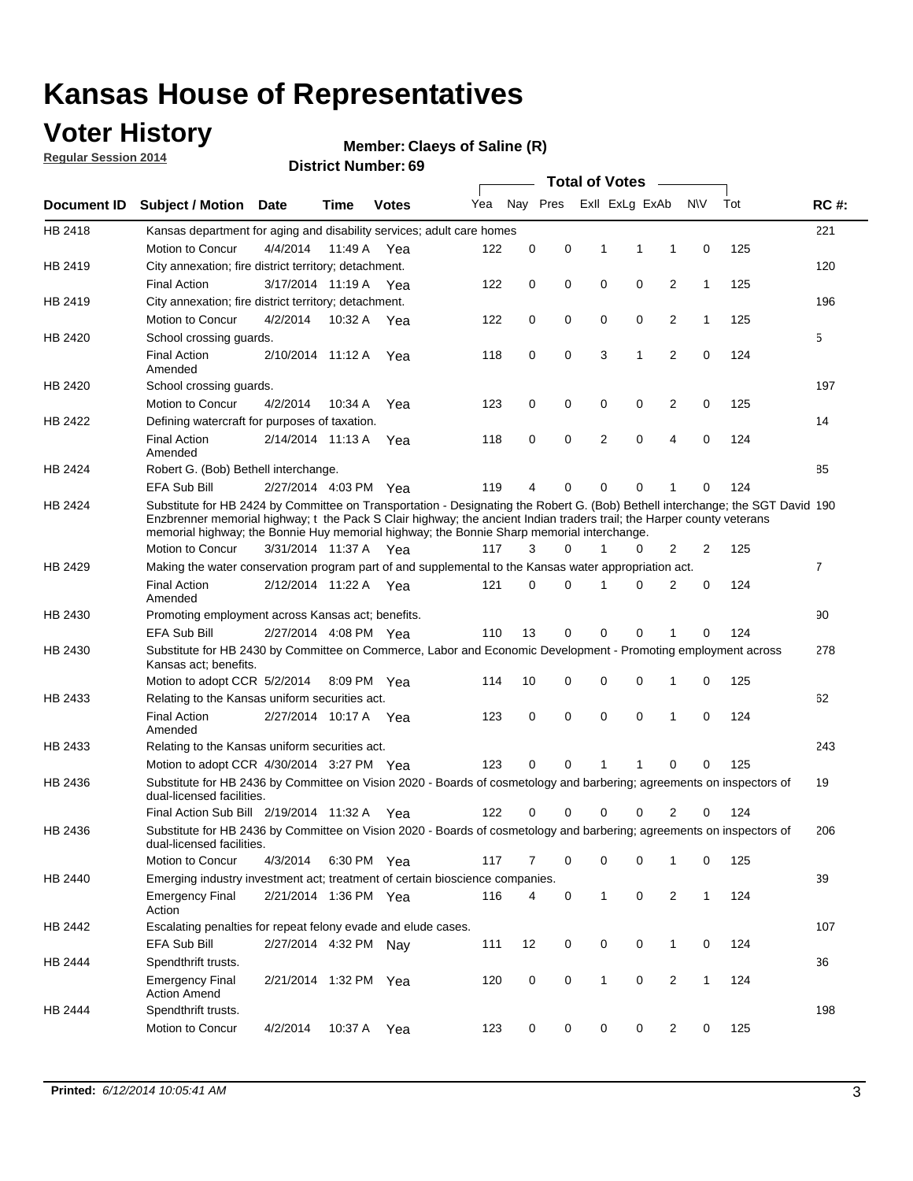# Kansas House of Representatives

## Voter History

**Regular Session 2014**

**Member: Claeys of Saline (R)**

**District Number: 69**

| Document ID | Subject / Motion | Date | Time | Votes | Yea | Nay | Pres | ExII | ExLg | ExAb | N\V | Tot | RC #: |
|---|---|---|---|---|---|---|---|---|---|---|---|---|---|
| HB 2418 | Kansas department for aging and disability services; adult care homes | | | | | | | | | | | | 221 |
| | Motion to Concur | 4/4/2014 | 11:49 A | Yea | 122 | 0 | 0 | 1 | 1 | 1 | 0 | 125 | |
| HB 2419 | City annexation; fire district territory; detachment. | | | | | | | | | | | | 120 |
| | Final Action | 3/17/2014 | 11:19 A | Yea | 122 | 0 | 0 | 0 | 0 | 2 | 1 | 125 | |
| HB 2419 | City annexation; fire district territory; detachment. | | | | | | | | | | | | 196 |
| | Motion to Concur | 4/2/2014 | 10:32 A | Yea | 122 | 0 | 0 | 0 | 0 | 2 | 1 | 125 | |
| HB 2420 | School crossing guards. | | | | | | | | | | | | 5 |
| | Final Action Amended | 2/10/2014 | 11:12 A | Yea | 118 | 0 | 0 | 3 | 1 | 2 | 0 | 124 | |
| HB 2420 | School crossing guards. | | | | | | | | | | | | 197 |
| | Motion to Concur | 4/2/2014 | 10:34 A | Yea | 123 | 0 | 0 | 0 | 0 | 2 | 0 | 125 | |
| HB 2422 | Defining watercraft for purposes of taxation. | | | | | | | | | | | | 14 |
| | Final Action Amended | 2/14/2014 | 11:13 A | Yea | 118 | 0 | 0 | 2 | 0 | 4 | 0 | 124 | |
| HB 2424 | Robert G. (Bob) Bethell interchange. | | | | | | | | | | | | 85 |
| | EFA Sub Bill | 2/27/2014 | 4:03 PM | Yea | 119 | 4 | 0 | 0 | 0 | 1 | 0 | 124 | |
| HB 2424 | Substitute for HB 2424 by Committee on Transportation - Designating the Robert G. (Bob) Bethell interchange; the SGT David Enzbrenner memorial highway; t the Pack S Clair highway; the ancient Indian traders trail; the Harper county veterans memorial highway; the Bonnie Huy memorial highway; the Bonnie Sharp memorial interchange. | | | | | | | | | | | | 190 |
| | Motion to Concur | 3/31/2014 | 11:37 A | Yea | 117 | 3 | 0 | 1 | 0 | 2 | 2 | 125 | |
| HB 2429 | Making the water conservation program part of and supplemental to the Kansas water appropriation act. | | | | | | | | | | | | 7 |
| | Final Action Amended | 2/12/2014 | 11:22 A | Yea | 121 | 0 | 0 | 1 | 0 | 2 | 0 | 124 | |
| HB 2430 | Promoting employment across Kansas act; benefits. | | | | | | | | | | | | 90 |
| | EFA Sub Bill | 2/27/2014 | 4:08 PM | Yea | 110 | 13 | 0 | 0 | 0 | 1 | 0 | 124 | |
| HB 2430 | Substitute for HB 2430 by Committee on Commerce, Labor and Economic Development - Promoting employment across Kansas act; benefits. | | | | | | | | | | | | 278 |
| | Motion to adopt CCR | 5/2/2014 | 8:09 PM | Yea | 114 | 10 | 0 | 0 | 0 | 1 | 0 | 125 | |
| HB 2433 | Relating to the Kansas uniform securities act. | | | | | | | | | | | | 62 |
| | Final Action Amended | 2/27/2014 | 10:17 A | Yea | 123 | 0 | 0 | 0 | 0 | 1 | 0 | 124 | |
| HB 2433 | Relating to the Kansas uniform securities act. | | | | | | | | | | | | 243 |
| | Motion to adopt CCR | 4/30/2014 | 3:27 PM | Yea | 123 | 0 | 0 | 1 | 1 | 0 | 0 | 125 | |
| HB 2436 | Substitute for HB 2436 by Committee on Vision 2020 - Boards of cosmetology and barbering; agreements on inspectors of dual-licensed facilities. | | | | | | | | | | | | 19 |
| | Final Action Sub Bill | 2/19/2014 | 11:32 A | Yea | 122 | 0 | 0 | 0 | 0 | 2 | 0 | 124 | |
| HB 2436 | Substitute for HB 2436 by Committee on Vision 2020 - Boards of cosmetology and barbering; agreements on inspectors of dual-licensed facilities. | | | | | | | | | | | | 206 |
| | Motion to Concur | 4/3/2014 | 6:30 PM | Yea | 117 | 7 | 0 | 0 | 0 | 1 | 0 | 125 | |
| HB 2440 | Emerging industry investment act; treatment of certain bioscience companies. | | | | | | | | | | | | 39 |
| | Emergency Final Action | 2/21/2014 | 1:36 PM | Yea | 116 | 4 | 0 | 1 | 0 | 2 | 1 | 124 | |
| HB 2442 | Escalating penalties for repeat felony evade and elude cases. | | | | | | | | | | | | 107 |
| | EFA Sub Bill | 2/27/2014 | 4:32 PM | Nay | 111 | 12 | 0 | 0 | 0 | 1 | 0 | 124 | |
| HB 2444 | Spendthrift trusts. | | | | | | | | | | | | 36 |
| | Emergency Final Action Amend | 2/21/2014 | 1:32 PM | Yea | 120 | 0 | 0 | 1 | 0 | 2 | 1 | 124 | |
| HB 2444 | Spendthrift trusts. | | | | | | | | | | | | 198 |
| | Motion to Concur | 4/2/2014 | 10:37 A | Yea | 123 | 0 | 0 | 0 | 0 | 2 | 0 | 125 | |

**Printed:** *6/12/2014 10:05:41 AM*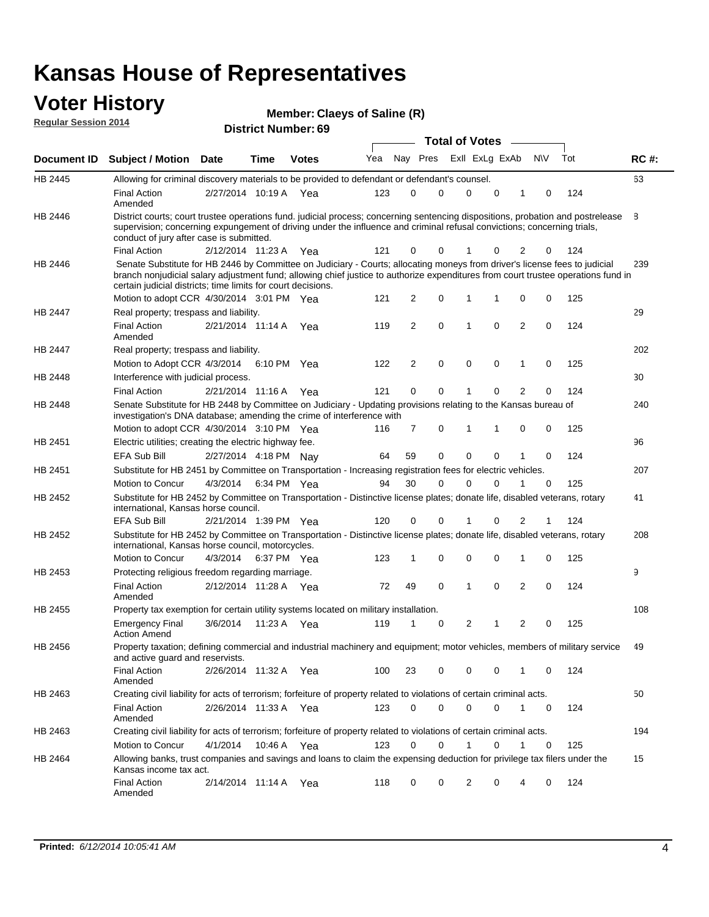# Kansas House of Representatives

## Voter History

**Regular Session 2014**

**Member: Claeys of Saline (R)**

**District Number: 69**

| Document ID | Subject / Motion | Date | Time | Votes | Yea | Nay | Pres | ExII | ExLg | ExAb | N\V | Tot | RC #: |
|---|---|---|---|---|---|---|---|---|---|---|---|---|---|
| HB 2445 | Allowing for criminal discovery materials to be provided to defendant or defendant's counsel. | | | | | | | | | | | | 63 |
| | Final Action Amended | 2/27/2014 | 10:19 A | Yea | 123 | 0 | 0 | 0 | 0 | 1 | 0 | 124 | |
| HB 2446 | District courts; court trustee operations fund. judicial process; concerning sentencing dispositions, probation and postrelease supervision; concerning expungement of driving under the influence and criminal refusal convictions; concerning trials, conduct of jury after case is submitted. | | | | | | | | | | | | 8 |
| | Final Action | 2/12/2014 | 11:23 A | Yea | 121 | 0 | 0 | 1 | 0 | 2 | 0 | 124 | |
| HB 2446 | Senate Substitute for HB 2446 by Committee on Judiciary - Courts; allocating moneys from driver's license fees to judicial branch nonjudicial salary adjustment fund; allowing chief justice to authorize expenditures from court trustee operations fund in certain judicial districts; time limits for court decisions. | | | | | | | | | | | | 239 |
| | Motion to adopt CCR | 4/30/2014 | 3:01 PM | Yea | 121 | 2 | 0 | 1 | 1 | 0 | 0 | 125 | |
| HB 2447 | Real property; trespass and liability. | | | | | | | | | | | | 29 |
| | Final Action Amended | 2/21/2014 | 11:14 A | Yea | 119 | 2 | 0 | 1 | 0 | 2 | 0 | 124 | |
| HB 2447 | Real property; trespass and liability. | | | | | | | | | | | | 202 |
| | Motion to Adopt CCR | 4/3/2014 | 6:10 PM | Yea | 122 | 2 | 0 | 0 | 0 | 1 | 0 | 125 | |
| HB 2448 | Interference with judicial process. | | | | | | | | | | | | 30 |
| | Final Action | 2/21/2014 | 11:16 A | Yea | 121 | 0 | 0 | 1 | 0 | 2 | 0 | 124 | |
| HB 2448 | Senate Substitute for HB 2448 by Committee on Judiciary - Updating provisions relating to the Kansas bureau of investigation's DNA database; amending the crime of interference with | | | | | | | | | | | | 240 |
| | Motion to adopt CCR | 4/30/2014 | 3:10 PM | Yea | 116 | 7 | 0 | 1 | 1 | 0 | 0 | 125 | |
| HB 2451 | Electric utilities; creating the electric highway fee. | | | | | | | | | | | | 96 |
| | EFA Sub Bill | 2/27/2014 | 4:18 PM | Nay | 64 | 59 | 0 | 0 | 0 | 1 | 0 | 124 | |
| HB 2451 | Substitute for HB 2451 by Committee on Transportation - Increasing registration fees for electric vehicles. | | | | | | | | | | | | 207 |
| | Motion to Concur | 4/3/2014 | 6:34 PM | Yea | 94 | 30 | 0 | 0 | 0 | 1 | 0 | 125 | |
| HB 2452 | Substitute for HB 2452 by Committee on Transportation - Distinctive license plates; donate life, disabled veterans, rotary international, Kansas horse council. | | | | | | | | | | | | 41 |
| | EFA Sub Bill | 2/21/2014 | 1:39 PM | Yea | 120 | 0 | 0 | 1 | 0 | 2 | 1 | 124 | |
| HB 2452 | Substitute for HB 2452 by Committee on Transportation - Distinctive license plates; donate life, disabled veterans, rotary international, Kansas horse council, motorcycles. | | | | | | | | | | | | 208 |
| | Motion to Concur | 4/3/2014 | 6:37 PM | Yea | 123 | 1 | 0 | 0 | 0 | 1 | 0 | 125 | |
| HB 2453 | Protecting religious freedom regarding marriage. | | | | | | | | | | | | 9 |
| | Final Action Amended | 2/12/2014 | 11:28 A | Yea | 72 | 49 | 0 | 1 | 0 | 2 | 0 | 124 | |
| HB 2455 | Property tax exemption for certain utility systems located on military installation. | | | | | | | | | | | | 108 |
| | Emergency Final Action Amend | 3/6/2014 | 11:23 A | Yea | 119 | 1 | 0 | 2 | 1 | 2 | 0 | 125 | |
| HB 2456 | Property taxation; defining commercial and industrial machinery and equipment; motor vehicles, members of military service and active guard and reservists. | | | | | | | | | | | | 49 |
| | Final Action Amended | 2/26/2014 | 11:32 A | Yea | 100 | 23 | 0 | 0 | 0 | 1 | 0 | 124 | |
| HB 2463 | Creating civil liability for acts of terrorism; forfeiture of property related to violations of certain criminal acts. | | | | | | | | | | | | 50 |
| | Final Action Amended | 2/26/2014 | 11:33 A | Yea | 123 | 0 | 0 | 0 | 0 | 1 | 0 | 124 | |
| HB 2463 | Creating civil liability for acts of terrorism; forfeiture of property related to violations of certain criminal acts. | | | | | | | | | | | | 194 |
| | Motion to Concur | 4/1/2014 | 10:46 A | Yea | 123 | 0 | 0 | 1 | 0 | 1 | 0 | 125 | |
| HB 2464 | Allowing banks, trust companies and savings and loans to claim the expensing deduction for privilege tax filers under the Kansas income tax act. | | | | | | | | | | | | 15 |
| | Final Action Amended | 2/14/2014 | 11:14 A | Yea | 118 | 0 | 0 | 2 | 0 | 4 | 0 | 124 | |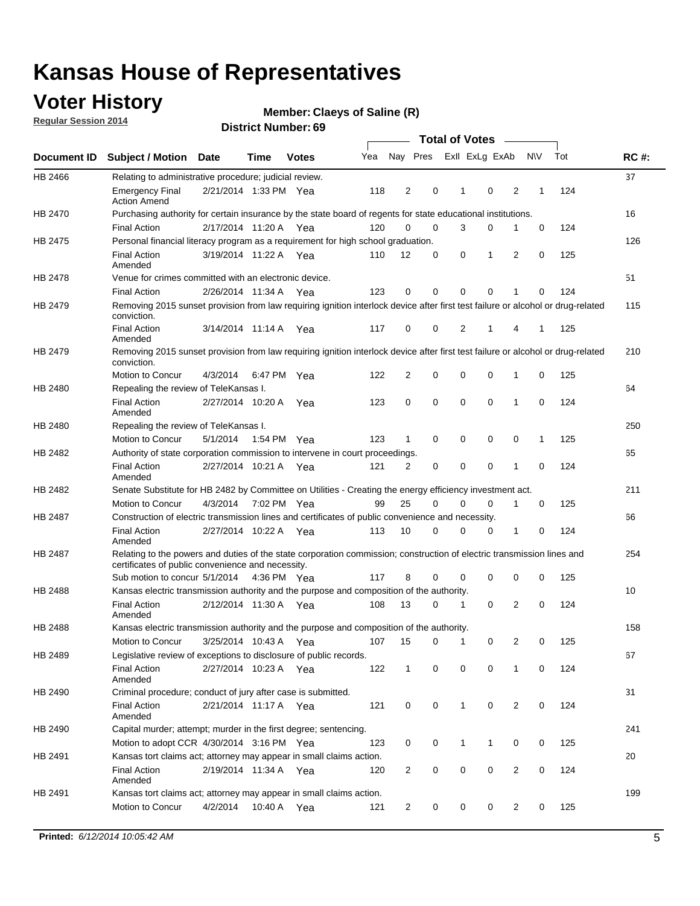# Kansas House of Representatives

## Voter History

**Regular Session 2014**

**Member: Claeys of Saline (R)**

**District Number: 69**

| Document ID | Subject / Motion | Date | Time | Votes | Yea | Nay | Pres | ExII | ExLg | ExAb | N\V | Tot | RC #: |
|---|---|---|---|---|---|---|---|---|---|---|---|---|---|
| HB 2466 | Relating to administrative procedure; judicial review. | | | | | | | | | | | | 37 |
| | Emergency Final Action Amend | 2/21/2014 | 1:33 PM | Yea | 118 | 2 | 0 | 1 | 0 | 2 | 1 | 124 | |
| HB 2470 | Purchasing authority for certain insurance by the state board of regents for state educational institutions. | | | | | | | | | | | | 16 |
| | Final Action | 2/17/2014 | 11:20 A | Yea | 120 | 0 | 0 | 3 | 0 | 1 | 0 | 124 | |
| HB 2475 | Personal financial literacy program as a requirement for high school graduation. | | | | | | | | | | | | 126 |
| | Final Action Amended | 3/19/2014 | 11:22 A | Yea | 110 | 12 | 0 | 0 | 1 | 2 | 0 | 125 | |
| HB 2478 | Venue for crimes committed with an electronic device. | | | | | | | | | | | | 51 |
| | Final Action | 2/26/2014 | 11:34 A | Yea | 123 | 0 | 0 | 0 | 0 | 1 | 0 | 124 | |
| HB 2479 | Removing 2015 sunset provision from law requiring ignition interlock device after first test failure or alcohol or drug-related conviction. | | | | | | | | | | | | 115 |
| | Final Action Amended | 3/14/2014 | 11:14 A | Yea | 117 | 0 | 0 | 2 | 1 | 4 | 1 | 125 | |
| HB 2479 | Removing 2015 sunset provision from law requiring ignition interlock device after first test failure or alcohol or drug-related conviction. | | | | | | | | | | | | 210 |
| | Motion to Concur | 4/3/2014 | 6:47 PM | Yea | 122 | 2 | 0 | 0 | 0 | 1 | 0 | 125 | |
| HB 2480 | Repealing the review of TeleKansas I. | | | | | | | | | | | | 64 |
| | Final Action Amended | 2/27/2014 | 10:20 A | Yea | 123 | 0 | 0 | 0 | 0 | 1 | 0 | 124 | |
| HB 2480 | Repealing the review of TeleKansas I. | | | | | | | | | | | | 250 |
| | Motion to Concur | 5/1/2014 | 1:54 PM | Yea | 123 | 1 | 0 | 0 | 0 | 0 | 1 | 125 | |
| HB 2482 | Authority of state corporation commission to intervene in court proceedings. | | | | | | | | | | | | 65 |
| | Final Action Amended | 2/27/2014 | 10:21 A | Yea | 121 | 2 | 0 | 0 | 0 | 1 | 0 | 124 | |
| HB 2482 | Senate Substitute for HB 2482 by Committee on Utilities - Creating the energy efficiency investment act. | | | | | | | | | | | | 211 |
| | Motion to Concur | 4/3/2014 | 7:02 PM | Yea | 99 | 25 | 0 | 0 | 0 | 1 | 0 | 125 | |
| HB 2487 | Construction of electric transmission lines and certificates of public convenience and necessity. | | | | | | | | | | | | 66 |
| | Final Action Amended | 2/27/2014 | 10:22 A | Yea | 113 | 10 | 0 | 0 | 0 | 1 | 0 | 124 | |
| HB 2487 | Relating to the powers and duties of the state corporation commission; construction of electric transmission lines and certificates of public convenience and necessity. | | | | | | | | | | | | 254 |
| | Sub motion to concur | 5/1/2014 | 4:36 PM | Yea | 117 | 8 | 0 | 0 | 0 | 0 | 0 | 125 | |
| HB 2488 | Kansas electric transmission authority and the purpose and composition of the authority. | | | | | | | | | | | | 10 |
| | Final Action Amended | 2/12/2014 | 11:30 A | Yea | 108 | 13 | 0 | 1 | 0 | 2 | 0 | 124 | |
| HB 2488 | Kansas electric transmission authority and the purpose and composition of the authority. | | | | | | | | | | | | 158 |
| | Motion to Concur | 3/25/2014 | 10:43 A | Yea | 107 | 15 | 0 | 1 | 0 | 2 | 0 | 125 | |
| HB 2489 | Legislative review of exceptions to disclosure of public records. | | | | | | | | | | | | 67 |
| | Final Action Amended | 2/27/2014 | 10:23 A | Yea | 122 | 1 | 0 | 0 | 0 | 1 | 0 | 124 | |
| HB 2490 | Criminal procedure; conduct of jury after case is submitted. | | | | | | | | | | | | 31 |
| | Final Action Amended | 2/21/2014 | 11:17 A | Yea | 121 | 0 | 0 | 1 | 0 | 2 | 0 | 124 | |
| HB 2490 | Capital murder; attempt; murder in the first degree; sentencing. | | | | | | | | | | | | 241 |
| | Motion to adopt CCR | 4/30/2014 | 3:16 PM | Yea | 123 | 0 | 0 | 1 | 1 | 0 | 0 | 125 | |
| HB 2491 | Kansas tort claims act; attorney may appear in small claims action. | | | | | | | | | | | | 20 |
| | Final Action Amended | 2/19/2014 | 11:34 A | Yea | 120 | 2 | 0 | 0 | 0 | 2 | 0 | 124 | |
| HB 2491 | Kansas tort claims act; attorney may appear in small claims action. | | | | | | | | | | | | 199 |
| | Motion to Concur | 4/2/2014 | 10:40 A | Yea | 121 | 2 | 0 | 0 | 0 | 2 | 0 | 125 | |

**Printed:** *6/12/2014 10:05:42 AM*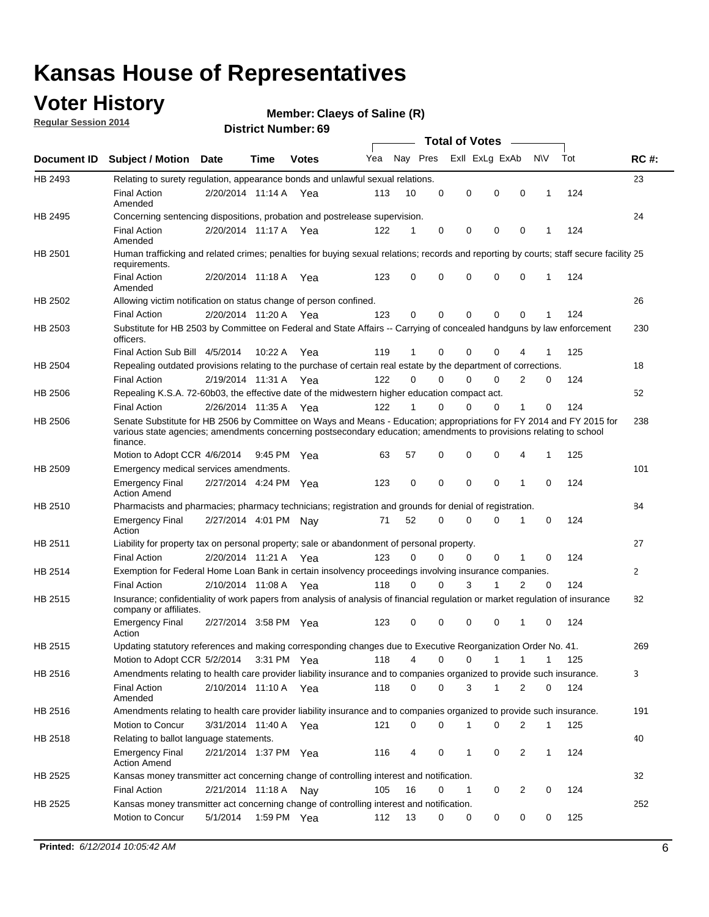# Kansas House of Representatives

## Voter History

**Regular Session 2014**

**Member: Claeys of Saline (R)**

**District Number: 69**

| Document ID | Subject / Motion | Date | Time | Votes | Yea | Nay | Pres | ExII | ExLg | ExAb | N\V | Tot | RC #: |
|---|---|---|---|---|---|---|---|---|---|---|---|---|---|
| HB 2493 | Relating to surety regulation, appearance bonds and unlawful sexual relations. | | | | | | | | | | | | 23 |
| | Final Action Amended | 2/20/2014 | 11:14 A | Yea | 113 | 10 | 0 | 0 | 0 | 0 | 1 | 124 | |
| HB 2495 | Concerning sentencing dispositions, probation and postrelease supervision. | | | | | | | | | | | | 24 |
| | Final Action Amended | 2/20/2014 | 11:17 A | Yea | 122 | 1 | 0 | 0 | 0 | 0 | 1 | 124 | |
| HB 2501 | Human trafficking and related crimes; penalties for buying sexual relations; records and reporting by courts; staff secure facility requirements. | | | | | | | | | | | | 25 |
| | Final Action Amended | 2/20/2014 | 11:18 A | Yea | 123 | 0 | 0 | 0 | 0 | 0 | 1 | 124 | |
| HB 2502 | Allowing victim notification on status change of person confined. | | | | | | | | | | | | 26 |
| | Final Action | 2/20/2014 | 11:20 A | Yea | 123 | 0 | 0 | 0 | 0 | 0 | 1 | 124 | |
| HB 2503 | Substitute for HB 2503 by Committee on Federal and State Affairs -- Carrying of concealed handguns by law enforcement officers. | | | | | | | | | | | | 230 |
| | Final Action Sub Bill | 4/5/2014 | 10:22 A | Yea | 119 | 1 | 0 | 0 | 0 | 4 | 1 | 125 | |
| HB 2504 | Repealing outdated provisions relating to the purchase of certain real estate by the department of corrections. | | | | | | | | | | | | 18 |
| | Final Action | 2/19/2014 | 11:31 A | Yea | 122 | 0 | 0 | 0 | 0 | 2 | 0 | 124 | |
| HB 2506 | Repealing K.S.A. 72-60b03, the effective date of the midwestern higher education compact act. | | | | | | | | | | | | 52 |
| | Final Action | 2/26/2014 | 11:35 A | Yea | 122 | 1 | 0 | 0 | 0 | 1 | 0 | 124 | |
| HB 2506 | Senate Substitute for HB 2506 by Committee on Ways and Means - Education; appropriations for FY 2014 and FY 2015 for various state agencies; amendments concerning postsecondary education; amendments to provisions relating to school finance. | | | | | | | | | | | | 238 |
| | Motion to Adopt CCR | 4/6/2014 | 9:45 PM | Yea | 63 | 57 | 0 | 0 | 0 | 4 | 1 | 125 | |
| HB 2509 | Emergency medical services amendments. | | | | | | | | | | | | 101 |
| | Emergency Final Action Amend | 2/27/2014 | 4:24 PM | Yea | 123 | 0 | 0 | 0 | 0 | 1 | 0 | 124 | |
| HB 2510 | Pharmacists and pharmacies; pharmacy technicians; registration and grounds for denial of registration. | | | | | | | | | | | | 84 |
| | Emergency Final Action | 2/27/2014 | 4:01 PM | Nay | 71 | 52 | 0 | 0 | 0 | 1 | 0 | 124 | |
| HB 2511 | Liability for property tax on personal property; sale or abandonment of personal property. | | | | | | | | | | | | 27 |
| | Final Action | 2/20/2014 | 11:21 A | Yea | 123 | 0 | 0 | 0 | 0 | 1 | 0 | 124 | |
| HB 2514 | Exemption for Federal Home Loan Bank in certain insolvency proceedings involving insurance companies. | | | | | | | | | | | | 2 |
| | Final Action | 2/10/2014 | 11:08 A | Yea | 118 | 0 | 0 | 3 | 1 | 2 | 0 | 124 | |
| HB 2515 | Insurance; confidentiality of work papers from analysis of analysis of financial regulation or market regulation of insurance company or affiliates. | | | | | | | | | | | | 82 |
| | Emergency Final Action | 2/27/2014 | 3:58 PM | Yea | 123 | 0 | 0 | 0 | 0 | 1 | 0 | 124 | |
| HB 2515 | Updating statutory references and making corresponding changes due to Executive Reorganization Order No. 41. | | | | | | | | | | | | 269 |
| | Motion to Adopt CCR | 5/2/2014 | 3:31 PM | Yea | 118 | 4 | 0 | 0 | 1 | 1 | 1 | 125 | |
| HB 2516 | Amendments relating to health care provider liability insurance and to companies organized to provide such insurance. | | | | | | | | | | | | 3 |
| | Final Action Amended | 2/10/2014 | 11:10 A | Yea | 118 | 0 | 0 | 3 | 1 | 2 | 0 | 124 | |
| HB 2516 | Amendments relating to health care provider liability insurance and to companies organized to provide such insurance. | | | | | | | | | | | | 191 |
| | Motion to Concur | 3/31/2014 | 11:40 A | Yea | 121 | 0 | 0 | 1 | 0 | 2 | 1 | 125 | |
| HB 2518 | Relating to ballot language statements. | | | | | | | | | | | | 40 |
| | Emergency Final Action Amend | 2/21/2014 | 1:37 PM | Yea | 116 | 4 | 0 | 1 | 0 | 2 | 1 | 124 | |
| HB 2525 | Kansas money transmitter act concerning change of controlling interest and notification. | | | | | | | | | | | | 32 |
| | Final Action | 2/21/2014 | 11:18 A | Nay | 105 | 16 | 0 | 1 | 0 | 2 | 0 | 124 | |
| HB 2525 | Kansas money transmitter act concerning change of controlling interest and notification. | | | | | | | | | | | | 252 |
| | Motion to Concur | 5/1/2014 | 1:59 PM | Yea | 112 | 13 | 0 | 0 | 0 | 0 | 0 | 125 | |

**Printed:** *6/12/2014 10:05:42 AM*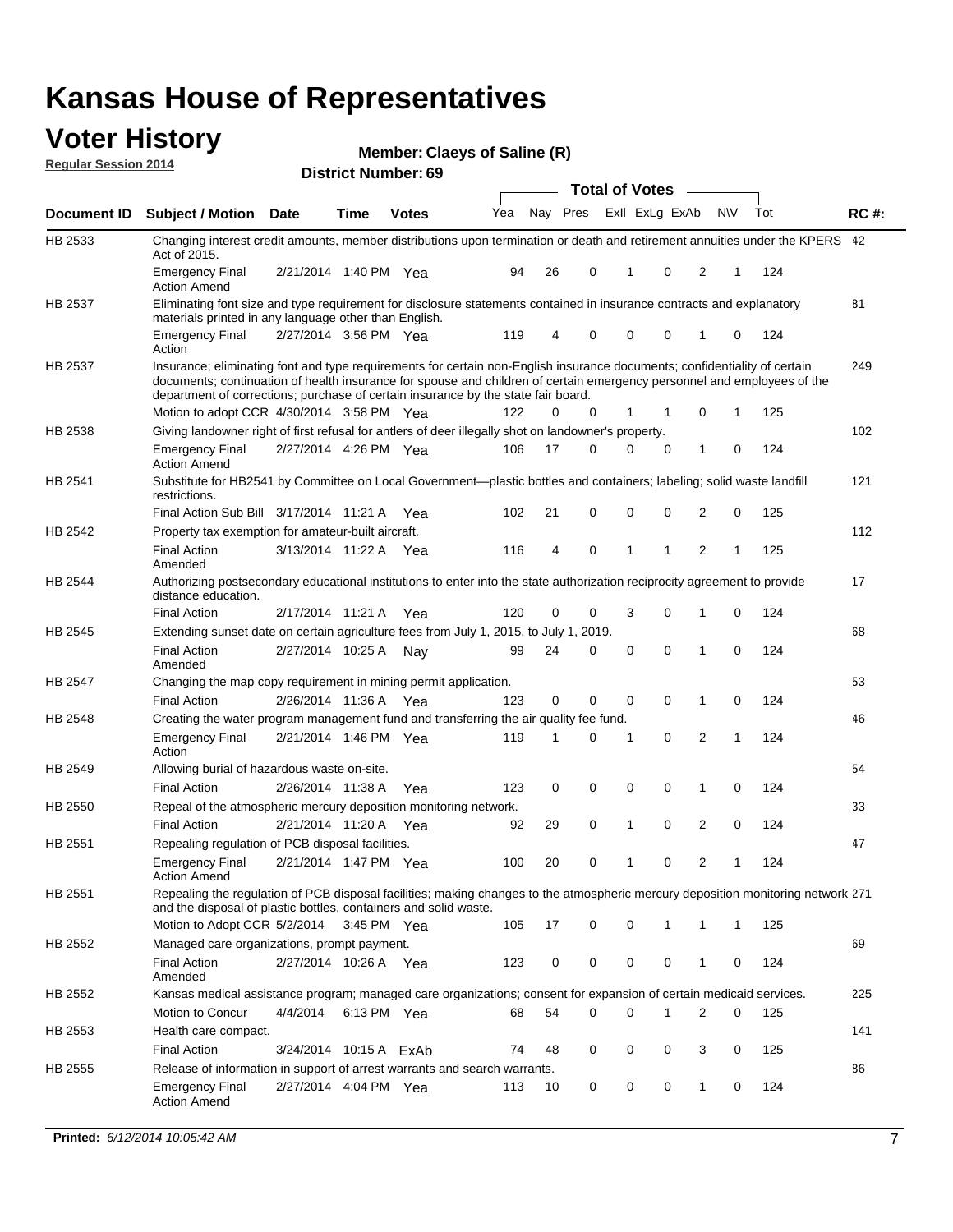# Kansas House of Representatives

## Voter History

**Regular Session 2014**

**Member: Claeys of Saline (R)**

**District Number: 69**

| Document ID | Subject / Motion | Date | Time | Votes | Yea | Nay | Pres | ExII | ExLg | ExAb | N\V | Tot | RC #: |
|---|---|---|---|---|---|---|---|---|---|---|---|---|---|
| HB 2533 | Changing interest credit amounts, member distributions upon termination or death and retirement annuities under the KPERS Act of 2015. | | | | | | | | | | | | 42 |
| | Emergency Final Action Amend | 2/21/2014 | 1:40 PM | Yea | 94 | 26 | 0 | 1 | 0 | 2 | 1 | 124 | |
| HB 2537 | Eliminating font size and type requirement for disclosure statements contained in insurance contracts and explanatory materials printed in any language other than English. | | | | | | | | | | | | 81 |
| | Emergency Final Action | 2/27/2014 | 3:56 PM | Yea | 119 | 4 | 0 | 0 | 0 | 1 | 0 | 124 | |
| HB 2537 | Insurance; eliminating font and type requirements for certain non-English insurance documents; confidentiality of certain documents; continuation of health insurance for spouse and children of certain emergency personnel and employees of the department of corrections; purchase of certain insurance by the state fair board. | | | | | | | | | | | | 249 |
| | Motion to adopt CCR | 4/30/2014 | 3:58 PM | Yea | 122 | 0 | 0 | 1 | 1 | 0 | 1 | 125 | |
| HB 2538 | Giving landowner right of first refusal for antlers of deer illegally shot on landowner's property. | | | | | | | | | | | | 102 |
| | Emergency Final Action Amend | 2/27/2014 | 4:26 PM | Yea | 106 | 17 | 0 | 0 | 0 | 1 | 0 | 124 | |
| HB 2541 | Substitute for HB2541 by Committee on Local Government—plastic bottles and containers; labeling; solid waste landfill restrictions. | | | | | | | | | | | | 121 |
| | Final Action Sub Bill | 3/17/2014 | 11:21 A | Yea | 102 | 21 | 0 | 0 | 0 | 2 | 0 | 125 | |
| HB 2542 | Property tax exemption for amateur-built aircraft. | | | | | | | | | | | | 112 |
| | Final Action Amended | 3/13/2014 | 11:22 A | Yea | 116 | 4 | 0 | 1 | 1 | 2 | 1 | 125 | |
| HB 2544 | Authorizing postsecondary educational institutions to enter into the state authorization reciprocity agreement to provide distance education. | | | | | | | | | | | | 17 |
| | Final Action | 2/17/2014 | 11:21 A | Yea | 120 | 0 | 0 | 3 | 0 | 1 | 0 | 124 | |
| HB 2545 | Extending sunset date on certain agriculture fees from July 1, 2015, to July 1, 2019. | | | | | | | | | | | | 68 |
| | Final Action Amended | 2/27/2014 | 10:25 A | Nay | 99 | 24 | 0 | 0 | 0 | 1 | 0 | 124 | |
| HB 2547 | Changing the map copy requirement in mining permit application. | | | | | | | | | | | | 53 |
| | Final Action | 2/26/2014 | 11:36 A | Yea | 123 | 0 | 0 | 0 | 0 | 1 | 0 | 124 | |
| HB 2548 | Creating the water program management fund and transferring the air quality fee fund. | | | | | | | | | | | | 46 |
| | Emergency Final Action | 2/21/2014 | 1:46 PM | Yea | 119 | 1 | 0 | 1 | 0 | 2 | 1 | 124 | |
| HB 2549 | Allowing burial of hazardous waste on-site. | | | | | | | | | | | | 54 |
| | Final Action | 2/26/2014 | 11:38 A | Yea | 123 | 0 | 0 | 0 | 0 | 1 | 0 | 124 | |
| HB 2550 | Repeal of the atmospheric mercury deposition monitoring network. | | | | | | | | | | | | 33 |
| | Final Action | 2/21/2014 | 11:20 A | Yea | 92 | 29 | 0 | 1 | 0 | 2 | 0 | 124 | |
| HB 2551 | Repealing regulation of PCB disposal facilities. | | | | | | | | | | | | 47 |
| | Emergency Final Action Amend | 2/21/2014 | 1:47 PM | Yea | 100 | 20 | 0 | 1 | 0 | 2 | 1 | 124 | |
| HB 2551 | Repealing the regulation of PCB disposal facilities; making changes to the atmospheric mercury deposition monitoring network and the disposal of plastic bottles, containers and solid waste. | | | | | | | | | | | | 271 |
| | Motion to Adopt CCR | 5/2/2014 | 3:45 PM | Yea | 105 | 17 | 0 | 0 | 1 | 1 | 1 | 125 | |
| HB 2552 | Managed care organizations, prompt payment. | | | | | | | | | | | | 69 |
| | Final Action Amended | 2/27/2014 | 10:26 A | Yea | 123 | 0 | 0 | 0 | 0 | 1 | 0 | 124 | |
| HB 2552 | Kansas medical assistance program; managed care organizations; consent for expansion of certain medicaid services. | | | | | | | | | | | | 225 |
| | Motion to Concur | 4/4/2014 | 6:13 PM | Yea | 68 | 54 | 0 | 0 | 1 | 2 | 0 | 125 | |
| HB 2553 | Health care compact. | | | | | | | | | | | | 141 |
| | Final Action | 3/24/2014 | 10:15 A | ExAb | 74 | 48 | 0 | 0 | 0 | 3 | 0 | 125 | |
| HB 2555 | Release of information in support of arrest warrants and search warrants. | | | | | | | | | | | | 86 |
| | Emergency Final Action Amend | 2/27/2014 | 4:04 PM | Yea | 113 | 10 | 0 | 0 | 0 | 1 | 0 | 124 | |

**Printed:** *6/12/2014 10:05:42 AM*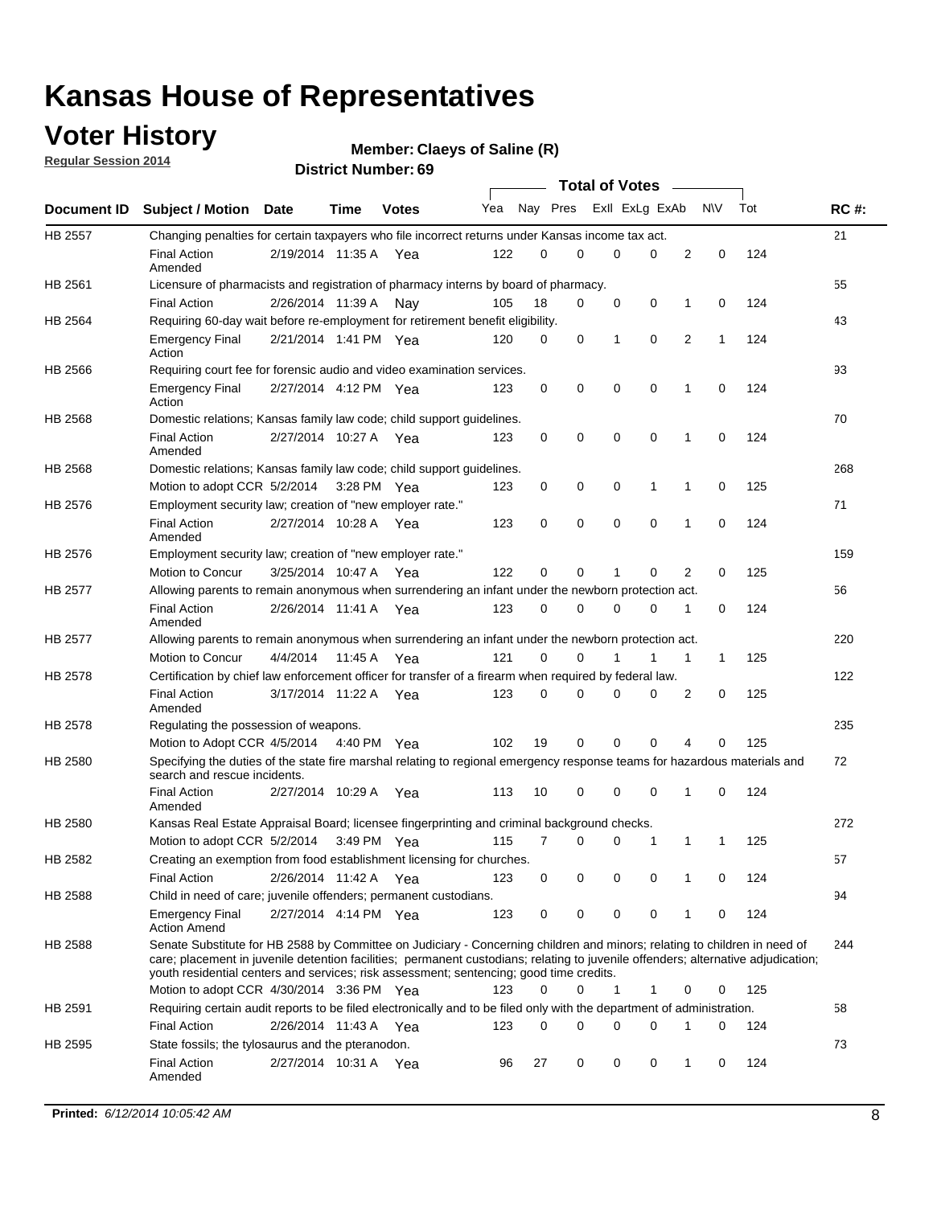# Kansas House of Representatives

## Voter History

**Regular Session 2014**

**Member: Claeys of Saline (R)**

**District Number: 69**

| Document ID | Subject / Motion | Date | Time | Votes | Yea | Nay | Pres | ExII | ExLg | ExAb | N\V | Tot | RC #: |
|---|---|---|---|---|---|---|---|---|---|---|---|---|---|
| HB 2557 | Changing penalties for certain taxpayers who file incorrect returns under Kansas income tax act. | | | | | | | | | | | | 21 |
| | Final Action Amended | 2/19/2014 | 11:35 A | Yea | 122 | 0 | 0 | 0 | 0 | 2 | 0 | 124 | |
| HB 2561 | Licensure of pharmacists and registration of pharmacy interns by board of pharmacy. | | | | | | | | | | | | 55 |
| | Final Action | 2/26/2014 | 11:39 A | Nay | 105 | 18 | 0 | 0 | 0 | 1 | 0 | 124 | |
| HB 2564 | Requiring 60-day wait before re-employment for retirement benefit eligibility. | | | | | | | | | | | | 43 |
| | Emergency Final Action | 2/21/2014 | 1:41 PM | Yea | 120 | 0 | 0 | 1 | 0 | 2 | 1 | 124 | |
| HB 2566 | Requiring court fee for forensic audio and video examination services. | | | | | | | | | | | | 93 |
| | Emergency Final Action | 2/27/2014 | 4:12 PM | Yea | 123 | 0 | 0 | 0 | 0 | 1 | 0 | 124 | |
| HB 2568 | Domestic relations; Kansas family law code; child support guidelines. | | | | | | | | | | | | 70 |
| | Final Action Amended | 2/27/2014 | 10:27 A | Yea | 123 | 0 | 0 | 0 | 0 | 1 | 0 | 124 | |
| HB 2568 | Domestic relations; Kansas family law code; child support guidelines. | | | | | | | | | | | | 268 |
| | Motion to adopt CCR | 5/2/2014 | 3:28 PM | Yea | 123 | 0 | 0 | 0 | 1 | 1 | 0 | 125 | |
| HB 2576 | Employment security law; creation of "new employer rate." | | | | | | | | | | | | 71 |
| | Final Action Amended | 2/27/2014 | 10:28 A | Yea | 123 | 0 | 0 | 0 | 0 | 1 | 0 | 124 | |
| HB 2576 | Employment security law; creation of "new employer rate." | | | | | | | | | | | | 159 |
| | Motion to Concur | 3/25/2014 | 10:47 A | Yea | 122 | 0 | 0 | 1 | 0 | 2 | 0 | 125 | |
| HB 2577 | Allowing parents to remain anonymous when surrendering an infant under the newborn protection act. | | | | | | | | | | | | 56 |
| | Final Action Amended | 2/26/2014 | 11:41 A | Yea | 123 | 0 | 0 | 0 | 0 | 1 | 0 | 124 | |
| HB 2577 | Allowing parents to remain anonymous when surrendering an infant under the newborn protection act. | | | | | | | | | | | | 220 |
| | Motion to Concur | 4/4/2014 | 11:45 A | Yea | 121 | 0 | 0 | 1 | 1 | 1 | 1 | 125 | |
| HB 2578 | Certification by chief law enforcement officer for transfer of a firearm when required by federal law. | | | | | | | | | | | | 122 |
| | Final Action Amended | 3/17/2014 | 11:22 A | Yea | 123 | 0 | 0 | 0 | 0 | 2 | 0 | 125 | |
| HB 2578 | Regulating the possession of weapons. | | | | | | | | | | | | 235 |
| | Motion to Adopt CCR | 4/5/2014 | 4:40 PM | Yea | 102 | 19 | 0 | 0 | 0 | 4 | 0 | 125 | |
| HB 2580 | Specifying the duties of the state fire marshal relating to regional emergency response teams for hazardous materials and search and rescue incidents. | | | | | | | | | | | | 72 |
| | Final Action Amended | 2/27/2014 | 10:29 A | Yea | 113 | 10 | 0 | 0 | 0 | 1 | 0 | 124 | |
| HB 2580 | Kansas Real Estate Appraisal Board; licensee fingerprinting and criminal background checks. | | | | | | | | | | | | 272 |
| | Motion to adopt CCR | 5/2/2014 | 3:49 PM | Yea | 115 | 7 | 0 | 0 | 1 | 1 | 1 | 125 | |
| HB 2582 | Creating an exemption from food establishment licensing for churches. | | | | | | | | | | | | 57 |
| | Final Action | 2/26/2014 | 11:42 A | Yea | 123 | 0 | 0 | 0 | 0 | 1 | 0 | 124 | |
| HB 2588 | Child in need of care; juvenile offenders; permanent custodians. | | | | | | | | | | | | 94 |
| | Emergency Final Action Amend | 2/27/2014 | 4:14 PM | Yea | 123 | 0 | 0 | 0 | 0 | 1 | 0 | 124 | |
| HB 2588 | Senate Substitute for HB 2588 by Committee on Judiciary - Concerning children and minors; relating to children in need of care; placement in juvenile detention facilities; permanent custodians; relating to juvenile offenders; alternative adjudication; youth residential centers and services; risk assessment; sentencing; good time credits. | | | | | | | | | | | | 244 |
| | Motion to adopt CCR | 4/30/2014 | 3:36 PM | Yea | 123 | 0 | 0 | 1 | 1 | 0 | 0 | 125 | |
| HB 2591 | Requiring certain audit reports to be filed electronically and to be filed only with the department of administration. | | | | | | | | | | | | 58 |
| | Final Action | 2/26/2014 | 11:43 A | Yea | 123 | 0 | 0 | 0 | 0 | 1 | 0 | 124 | |
| HB 2595 | State fossils; the tylosaurus and the pteranodon. | | | | | | | | | | | | 73 |
| | Final Action Amended | 2/27/2014 | 10:31 A | Yea | 96 | 27 | 0 | 0 | 0 | 1 | 0 | 124 | |

**Printed:** *6/12/2014 10:05:42 AM*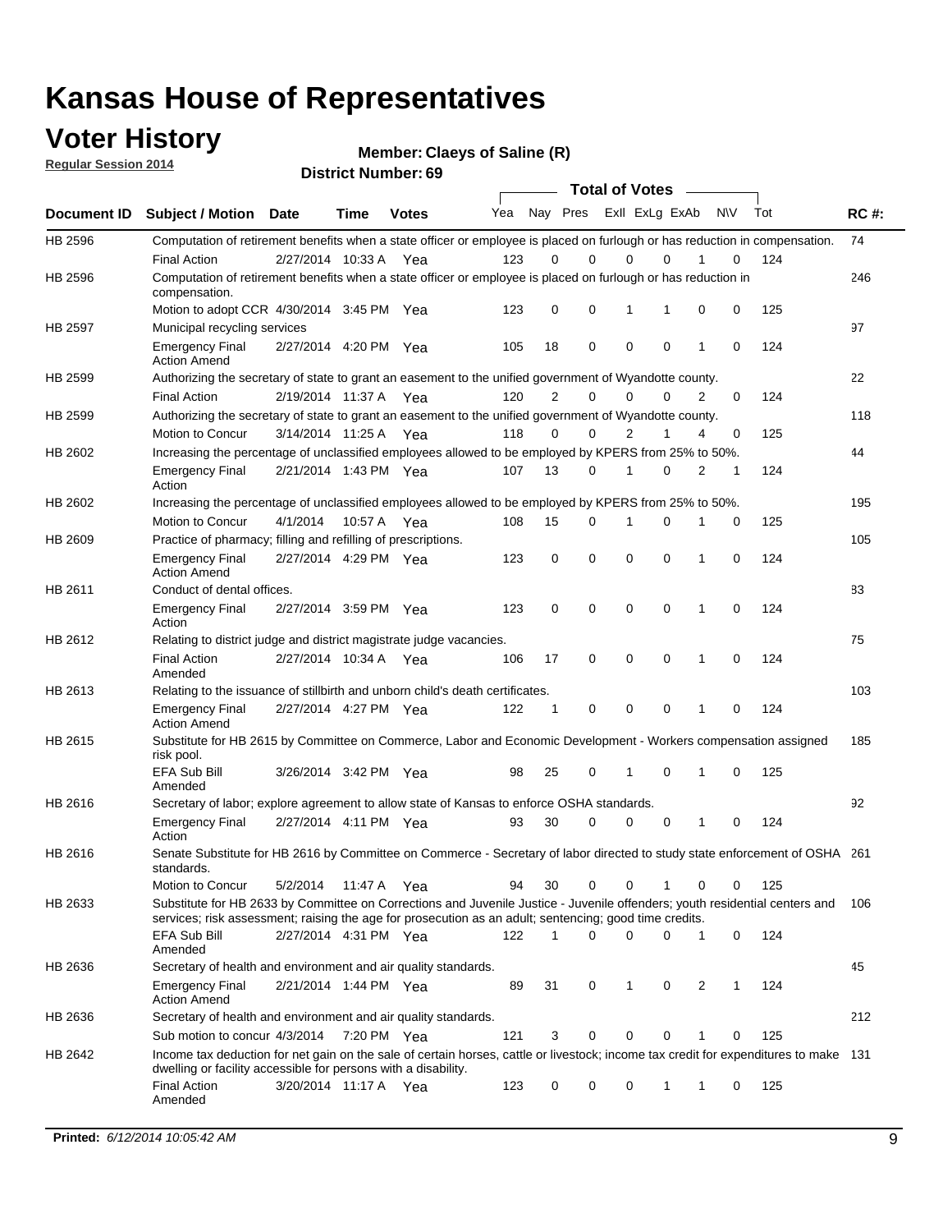# Kansas House of Representatives

## Voter History

**Regular Session 2014**

**Member: Claeys of Saline (R)**

**District Number: 69**

| Document ID | Subject / Motion | Date | Time | Votes | Yea | Nay | Pres | ExII | ExLg | ExAb | N\V | Tot | RC #: |
|---|---|---|---|---|---|---|---|---|---|---|---|---|---|
| HB 2596 | Computation of retirement benefits when a state officer or employee is placed on furlough or has reduction in compensation. | | | | | | | | | | | | 74 |
| | Final Action | 2/27/2014 | 10:33 A | Yea | 123 | 0 | 0 | 0 | 0 | 1 | 0 | 124 | |
| HB 2596 | Computation of retirement benefits when a state officer or employee is placed on furlough or has reduction in compensation. | | | | | | | | | | | | 246 |
| | Motion to adopt CCR | 4/30/2014 | 3:45 PM | Yea | 123 | 0 | 0 | 1 | 1 | 0 | 0 | 125 | |
| HB 2597 | Municipal recycling services | | | | | | | | | | | | 97 |
| | Emergency Final Action Amend | 2/27/2014 | 4:20 PM | Yea | 105 | 18 | 0 | 0 | 0 | 1 | 0 | 124 | |
| HB 2599 | Authorizing the secretary of state to grant an easement to the unified government of Wyandotte county. | | | | | | | | | | | | 22 |
| | Final Action | 2/19/2014 | 11:37 A | Yea | 120 | 2 | 0 | 0 | 0 | 2 | 0 | 124 | |
| HB 2599 | Authorizing the secretary of state to grant an easement to the unified government of Wyandotte county. | | | | | | | | | | | | 118 |
| | Motion to Concur | 3/14/2014 | 11:25 A | Yea | 118 | 0 | 0 | 2 | 1 | 4 | 0 | 125 | |
| HB 2602 | Increasing the percentage of unclassified employees allowed to be employed by KPERS from 25% to 50%. | | | | | | | | | | | | 44 |
| | Emergency Final Action | 2/21/2014 | 1:43 PM | Yea | 107 | 13 | 0 | 1 | 0 | 2 | 1 | 124 | |
| HB 2602 | Increasing the percentage of unclassified employees allowed to be employed by KPERS from 25% to 50%. | | | | | | | | | | | | 195 |
| | Motion to Concur | 4/1/2014 | 10:57 A | Yea | 108 | 15 | 0 | 1 | 0 | 1 | 0 | 125 | |
| HB 2609 | Practice of pharmacy; filling and refilling of prescriptions. | | | | | | | | | | | | 105 |
| | Emergency Final Action Amend | 2/27/2014 | 4:29 PM | Yea | 123 | 0 | 0 | 0 | 0 | 1 | 0 | 124 | |
| HB 2611 | Conduct of dental offices. | | | | | | | | | | | | 83 |
| | Emergency Final Action | 2/27/2014 | 3:59 PM | Yea | 123 | 0 | 0 | 0 | 0 | 1 | 0 | 124 | |
| HB 2612 | Relating to district judge and district magistrate judge vacancies. | | | | | | | | | | | | 75 |
| | Final Action Amended | 2/27/2014 | 10:34 A | Yea | 106 | 17 | 0 | 0 | 0 | 1 | 0 | 124 | |
| HB 2613 | Relating to the issuance of stillbirth and unborn child's death certificates. | | | | | | | | | | | | 103 |
| | Emergency Final Action Amend | 2/27/2014 | 4:27 PM | Yea | 122 | 1 | 0 | 0 | 0 | 1 | 0 | 124 | |
| HB 2615 | Substitute for HB 2615 by Committee on Commerce, Labor and Economic Development - Workers compensation assigned risk pool. | | | | | | | | | | | | 185 |
| | EFA Sub Bill Amended | 3/26/2014 | 3:42 PM | Yea | 98 | 25 | 0 | 1 | 0 | 1 | 0 | 125 | |
| HB 2616 | Secretary of labor; explore agreement to allow state of Kansas to enforce OSHA standards. | | | | | | | | | | | | 92 |
| | Emergency Final Action | 2/27/2014 | 4:11 PM | Yea | 93 | 30 | 0 | 0 | 0 | 1 | 0 | 124 | |
| HB 2616 | Senate Substitute for HB 2616 by Committee on Commerce - Secretary of labor directed to study state enforcement of OSHA standards. | | | | | | | | | | | | 261 |
| | Motion to Concur | 5/2/2014 | 11:47 A | Yea | 94 | 30 | 0 | 0 | 1 | 0 | 0 | 125 | |
| HB 2633 | Substitute for HB 2633 by Committee on Corrections and Juvenile Justice - Juvenile offenders; youth residential centers and services; risk assessment; raising the age for prosecution as an adult; sentencing; good time credits. | | | | | | | | | | | | 106 |
| | EFA Sub Bill Amended | 2/27/2014 | 4:31 PM | Yea | 122 | 1 | 0 | 0 | 0 | 1 | 0 | 124 | |
| HB 2636 | Secretary of health and environment and air quality standards. | | | | | | | | | | | | 45 |
| | Emergency Final Action Amend | 2/21/2014 | 1:44 PM | Yea | 89 | 31 | 0 | 1 | 0 | 2 | 1 | 124 | |
| HB 2636 | Secretary of health and environment and air quality standards. | | | | | | | | | | | | 212 |
| | Sub motion to concur | 4/3/2014 | 7:20 PM | Yea | 121 | 3 | 0 | 0 | 0 | 1 | 0 | 125 | |
| HB 2642 | Income tax deduction for net gain on the sale of certain horses, cattle or livestock; income tax credit for expenditures to make dwelling or facility accessible for persons with a disability. | | | | | | | | | | | | 131 |
| | Final Action Amended | 3/20/2014 | 11:17 A | Yea | 123 | 0 | 0 | 0 | 1 | 1 | 0 | 125 | |

**Printed:** *6/12/2014 10:05:42 AM*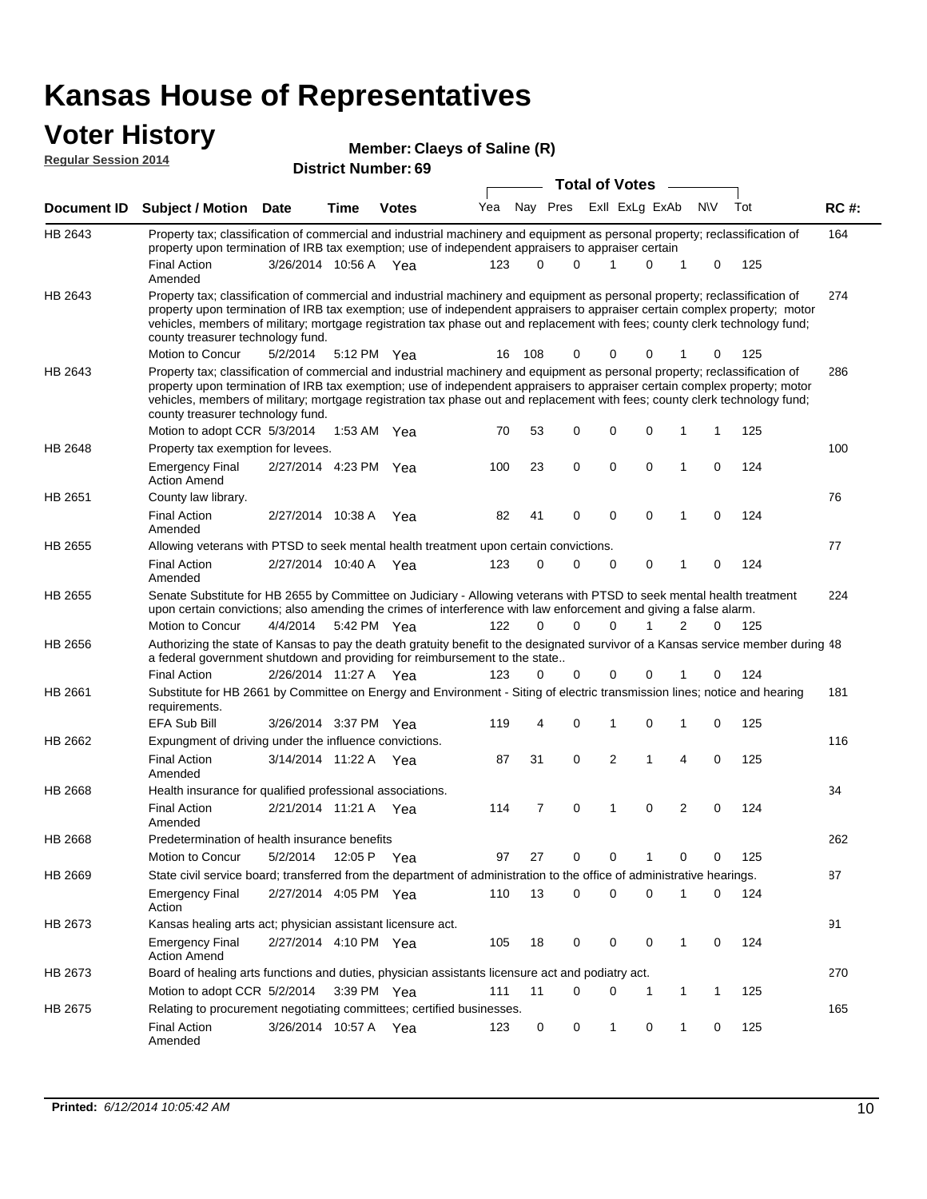# Kansas House of Representatives

## Voter History

**Regular Session 2014**

**Member: Claeys of Saline (R)**

**District Number: 69**

| Document ID | Subject / Motion | Date | Time | Votes | Yea | Nay | Pres | ExII | ExLg | ExAb | N\V | Tot | RC #: |
|---|---|---|---|---|---|---|---|---|---|---|---|---|---|
| HB 2643 | Property tax; classification of commercial and industrial machinery and equipment as personal property; reclassification of property upon termination of IRB tax exemption; use of independent appraisers to appraiser certain | | | | | | | | | | | | 164 |
| | Final Action Amended | 3/26/2014 | 10:56 A | Yea | 123 | 0 | 0 | 1 | 0 | 1 | 0 | 125 | |
| HB 2643 | Property tax; classification of commercial and industrial machinery and equipment as personal property; reclassification of property upon termination of IRB tax exemption; use of independent appraisers to appraiser certain complex property; motor vehicles, members of military; mortgage registration tax phase out and replacement with fees; county clerk technology fund; county treasurer technology fund. | | | | | | | | | | | | 274 |
| | Motion to Concur | 5/2/2014 | 5:12 PM | Yea | 16 | 108 | 0 | 0 | 0 | 1 | 0 | 125 | |
| HB 2643 | Property tax; classification of commercial and industrial machinery and equipment as personal property; reclassification of property upon termination of IRB tax exemption; use of independent appraisers to appraiser certain complex property; motor vehicles, members of military; mortgage registration tax phase out and replacement with fees; county clerk technology fund; county treasurer technology fund. | | | | | | | | | | | | 286 |
| | Motion to adopt CCR | 5/3/2014 | 1:53 AM | Yea | 70 | 53 | 0 | 0 | 0 | 1 | 1 | 125 | |
| HB 2648 | Property tax exemption for levees. | | | | | | | | | | | | 100 |
| | Emergency Final Action Amend | 2/27/2014 | 4:23 PM | Yea | 100 | 23 | 0 | 0 | 0 | 1 | 0 | 124 | |
| HB 2651 | County law library. | | | | | | | | | | | | 76 |
| | Final Action Amended | 2/27/2014 | 10:38 A | Yea | 82 | 41 | 0 | 0 | 0 | 1 | 0 | 124 | |
| HB 2655 | Allowing veterans with PTSD to seek mental health treatment upon certain convictions. | | | | | | | | | | | | 77 |
| | Final Action Amended | 2/27/2014 | 10:40 A | Yea | 123 | 0 | 0 | 0 | 0 | 1 | 0 | 124 | |
| HB 2655 | Senate Substitute for HB 2655 by Committee on Judiciary - Allowing veterans with PTSD to seek mental health treatment upon certain convictions; also amending the crimes of interference with law enforcement and giving a false alarm. | | | | | | | | | | | | 224 |
| | Motion to Concur | 4/4/2014 | 5:42 PM | Yea | 122 | 0 | 0 | 0 | 1 | 2 | 0 | 125 | |
| HB 2656 | Authorizing the state of Kansas to pay the death gratuity benefit to the designated survivor of a Kansas service member during a federal government shutdown and providing for reimbursement to the state.. | | | | | | | | | | | | 48 |
| | Final Action | 2/26/2014 | 11:27 A | Yea | 123 | 0 | 0 | 0 | 0 | 1 | 0 | 124 | |
| HB 2661 | Substitute for HB 2661 by Committee on Energy and Environment - Siting of electric transmission lines; notice and hearing requirements. | | | | | | | | | | | | 181 |
| | EFA Sub Bill | 3/26/2014 | 3:37 PM | Yea | 119 | 4 | 0 | 1 | 0 | 1 | 0 | 125 | |
| HB 2662 | Expungment of driving under the influence convictions. | | | | | | | | | | | | 116 |
| | Final Action Amended | 3/14/2014 | 11:22 A | Yea | 87 | 31 | 0 | 2 | 1 | 4 | 0 | 125 | |
| HB 2668 | Health insurance for qualified professional associations. | | | | | | | | | | | | 34 |
| | Final Action Amended | 2/21/2014 | 11:21 A | Yea | 114 | 7 | 0 | 1 | 0 | 2 | 0 | 124 | |
| HB 2668 | Predetermination of health insurance benefits | | | | | | | | | | | | 262 |
| | Motion to Concur | 5/2/2014 | 12:05 P | Yea | 97 | 27 | 0 | 0 | 1 | 0 | 0 | 125 | |
| HB 2669 | State civil service board; transferred from the department of administration to the office of administrative hearings. | | | | | | | | | | | | 87 |
| | Emergency Final Action | 2/27/2014 | 4:05 PM | Yea | 110 | 13 | 0 | 0 | 0 | 1 | 0 | 124 | |
| HB 2673 | Kansas healing arts act; physician assistant licensure act. | | | | | | | | | | | | 91 |
| | Emergency Final Action Amend | 2/27/2014 | 4:10 PM | Yea | 105 | 18 | 0 | 0 | 0 | 1 | 0 | 124 | |
| HB 2673 | Board of healing arts functions and duties, physician assistants licensure act and podiatry act. | | | | | | | | | | | | 270 |
| | Motion to adopt CCR | 5/2/2014 | 3:39 PM | Yea | 111 | 11 | 0 | 0 | 1 | 1 | 1 | 125 | |
| HB 2675 | Relating to procurement negotiating committees; certified businesses. | | | | | | | | | | | | 165 |
| | Final Action Amended | 3/26/2014 | 10:57 A | Yea | 123 | 0 | 0 | 1 | 0 | 1 | 0 | 125 | |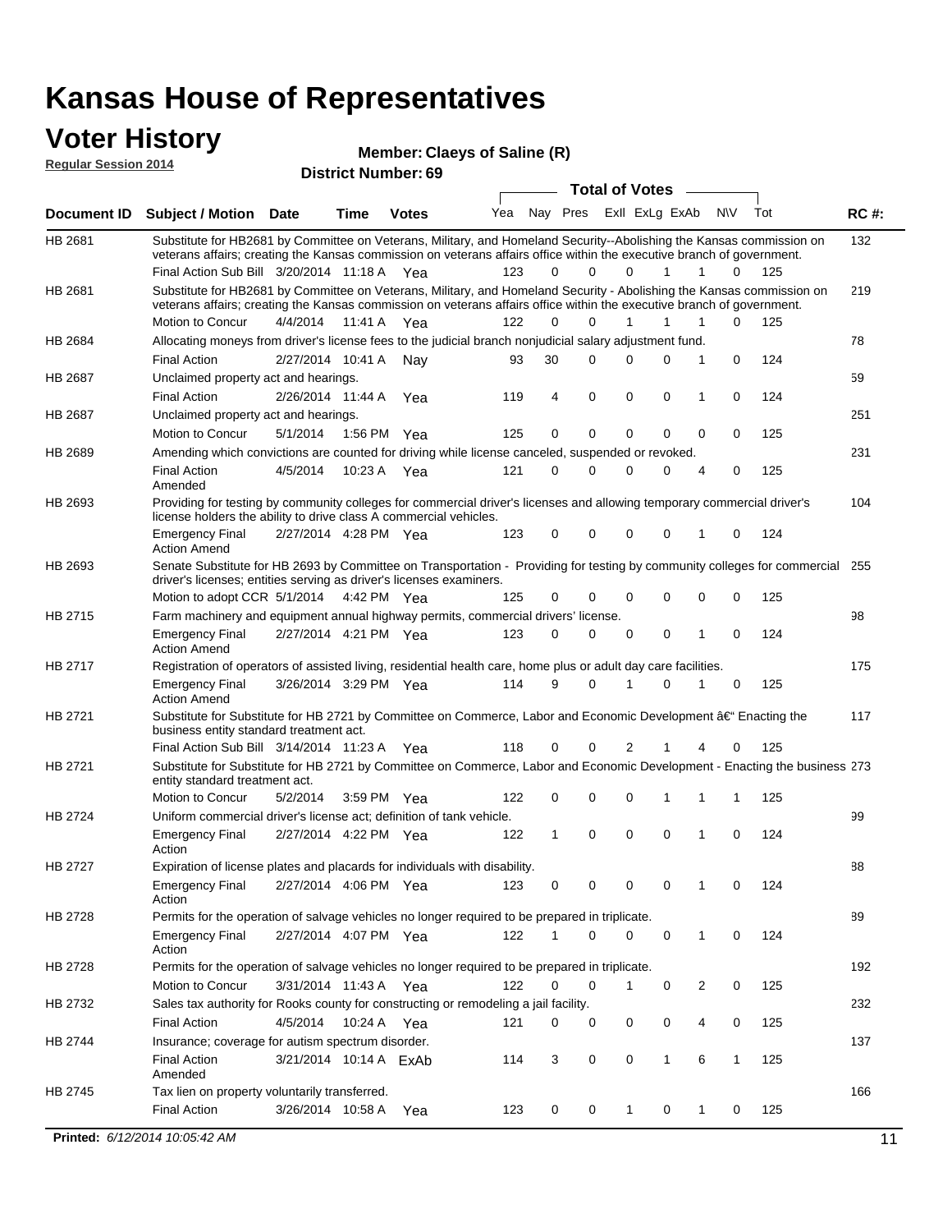# Kansas House of Representatives

## Voter History

**Regular Session 2014**

**Member: Claeys of Saline (R)**

**District Number: 69**

| Document ID | Subject / Motion | Date | Time | Votes | Yea | Nay | Pres | ExII | ExLg | ExAb | N\V | Tot | RC #: |
|---|---|---|---|---|---|---|---|---|---|---|---|---|---|
| HB 2681 | Substitute for HB2681 by Committee on Veterans, Military, and Homeland Security--Abolishing the Kansas commission on veterans affairs; creating the Kansas commission on veterans affairs office within the executive branch of government. | | | | | | | | | | | | 132 |
| | Final Action Sub Bill | 3/20/2014 | 11:18 A | Yea | 123 | 0 | 0 | 0 | 1 | 1 | 0 | 125 | |
| HB 2681 | Substitute for HB2681 by Committee on Veterans, Military, and Homeland Security - Abolishing the Kansas commission on veterans affairs; creating the Kansas commission on veterans affairs office within the executive branch of government. | | | | | | | | | | | | 219 |
| | Motion to Concur | 4/4/2014 | 11:41 A | Yea | 122 | 0 | 0 | 1 | 1 | 1 | 0 | 125 | |
| HB 2684 | Allocating moneys from driver's license fees to the judicial branch nonjudicial salary adjustment fund. | | | | | | | | | | | | 78 |
| | Final Action | 2/27/2014 | 10:41 A | Nay | 93 | 30 | 0 | 0 | 0 | 1 | 0 | 124 | |
| HB 2687 | Unclaimed property act and hearings. | | | | | | | | | | | | 59 |
| | Final Action | 2/26/2014 | 11:44 A | Yea | 119 | 4 | 0 | 0 | 0 | 1 | 0 | 124 | |
| HB 2687 | Unclaimed property act and hearings. | | | | | | | | | | | | 251 |
| | Motion to Concur | 5/1/2014 | 1:56 PM | Yea | 125 | 0 | 0 | 0 | 0 | 0 | 0 | 125 | |
| HB 2689 | Amending which convictions are counted for driving while license canceled, suspended or revoked. | | | | | | | | | | | | 231 |
| | Final Action Amended | 4/5/2014 | 10:23 A | Yea | 121 | 0 | 0 | 0 | 0 | 4 | 0 | 125 | |
| HB 2693 | Providing for testing by community colleges for commercial driver's licenses and allowing temporary commercial driver's license holders the ability to drive class A commercial vehicles. | | | | | | | | | | | | 104 |
| | Emergency Final Action Amend | 2/27/2014 | 4:28 PM | Yea | 123 | 0 | 0 | 0 | 0 | 1 | 0 | 124 | |
| HB 2693 | Senate Substitute for HB 2693 by Committee on Transportation - Providing for testing by community colleges for commercial driver's licenses; entities serving as driver's licenses examiners. | | | | | | | | | | | | 255 |
| | Motion to adopt CCR | 5/1/2014 | 4:42 PM | Yea | 125 | 0 | 0 | 0 | 0 | 0 | 0 | 125 | |
| HB 2715 | Farm machinery and equipment annual highway permits, commercial drivers' license. | | | | | | | | | | | | 98 |
| | Emergency Final Action Amend | 2/27/2014 | 4:21 PM | Yea | 123 | 0 | 0 | 0 | 0 | 1 | 0 | 124 | |
| HB 2717 | Registration of operators of assisted living, residential health care, home plus or adult day care facilities. | | | | | | | | | | | | 175 |
| | Emergency Final Action Amend | 3/26/2014 | 3:29 PM | Yea | 114 | 9 | 0 | 1 | 0 | 1 | 0 | 125 | |
| HB 2721 | Substitute for Substitute for HB 2721 by Committee on Commerce, Labor and Economic Development â€" Enacting the business entity standard treatment act. | | | | | | | | | | | | 117 |
| | Final Action Sub Bill | 3/14/2014 | 11:23 A | Yea | 118 | 0 | 0 | 2 | 1 | 4 | 0 | 125 | |
| HB 2721 | Substitute for Substitute for HB 2721 by Committee on Commerce, Labor and Economic Development - Enacting the business entity standard treatment act. | | | | | | | | | | | | 273 |
| | Motion to Concur | 5/2/2014 | 3:59 PM | Yea | 122 | 0 | 0 | 0 | 1 | 1 | 1 | 125 | |
| HB 2724 | Uniform commercial driver's license act; definition of tank vehicle. | | | | | | | | | | | | 99 |
| | Emergency Final Action | 2/27/2014 | 4:22 PM | Yea | 122 | 1 | 0 | 0 | 0 | 1 | 0 | 124 | |
| HB 2727 | Expiration of license plates and placards for individuals with disability. | | | | | | | | | | | | 88 |
| | Emergency Final Action | 2/27/2014 | 4:06 PM | Yea | 123 | 0 | 0 | 0 | 0 | 1 | 0 | 124 | |
| HB 2728 | Permits for the operation of salvage vehicles no longer required to be prepared in triplicate. | | | | | | | | | | | | 89 |
| | Emergency Final Action | 2/27/2014 | 4:07 PM | Yea | 122 | 1 | 0 | 0 | 0 | 1 | 0 | 124 | |
| HB 2728 | Permits for the operation of salvage vehicles no longer required to be prepared in triplicate. | | | | | | | | | | | | 192 |
| | Motion to Concur | 3/31/2014 | 11:43 A | Yea | 122 | 0 | 0 | 1 | 0 | 2 | 0 | 125 | |
| HB 2732 | Sales tax authority for Rooks county for constructing or remodeling a jail facility. | | | | | | | | | | | | 232 |
| | Final Action | 4/5/2014 | 10:24 A | Yea | 121 | 0 | 0 | 0 | 0 | 4 | 0 | 125 | |
| HB 2744 | Insurance; coverage for autism spectrum disorder. | | | | | | | | | | | | 137 |
| | Final Action Amended | 3/21/2014 | 10:14 A | ExAb | 114 | 3 | 0 | 0 | 1 | 6 | 1 | 125 | |
| HB 2745 | Tax lien on property voluntarily transferred. | | | | | | | | | | | | 166 |
| | Final Action | 3/26/2014 | 10:58 A | Yea | 123 | 0 | 0 | 1 | 0 | 1 | 0 | 125 | |

**Printed:** *6/12/2014 10:05:42 AM*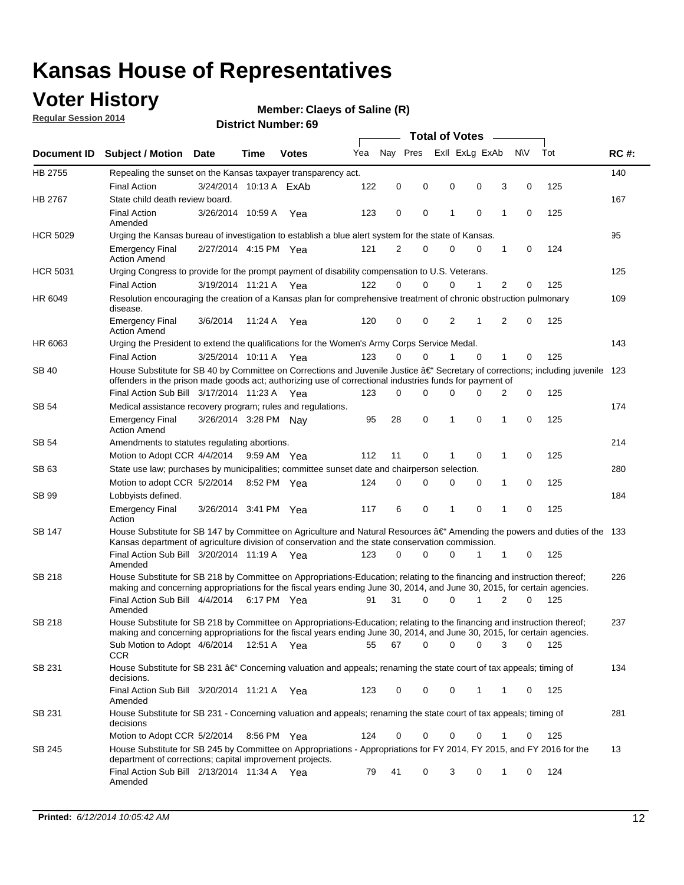# Kansas House of Representatives

## Voter History

**Regular Session 2014**

**Member: Claeys of Saline (R)**

**District Number: 69**

| Document ID | Subject / Motion | Date | Time | Votes | Yea | Nay | Pres | ExII | ExLg | ExAb | N\V | Tot | RC #: |
|---|---|---|---|---|---|---|---|---|---|---|---|---|---|
| HB 2755 | Repealing the sunset on the Kansas taxpayer transparency act. | | | | | | | | | | | | 140 |
| | Final Action | 3/24/2014 | 10:13 A | ExAb | 122 | 0 | 0 | 0 | 0 | 3 | 0 | 125 | |
| HB 2767 | State child death review board. | | | | | | | | | | | | 167 |
| | Final Action Amended | 3/26/2014 | 10:59 A | Yea | 123 | 0 | 0 | 1 | 0 | 1 | 0 | 125 | |
| HCR 5029 | Urging the Kansas bureau of investigation to establish a blue alert system for the state of Kansas. | | | | | | | | | | | | 95 |
| | Emergency Final Action Amend | 2/27/2014 | 4:15 PM | Yea | 121 | 2 | 0 | 0 | 0 | 1 | 0 | 124 | |
| HCR 5031 | Urging Congress to provide for the prompt payment of disability compensation to U.S. Veterans. | | | | | | | | | | | | 125 |
| | Final Action | 3/19/2014 | 11:21 A | Yea | 122 | 0 | 0 | 0 | 1 | 2 | 0 | 125 | |
| HR 6049 | Resolution encouraging the creation of a Kansas plan for comprehensive treatment of chronic obstruction pulmonary disease. | | | | | | | | | | | | 109 |
| | Emergency Final Action Amend | 3/6/2014 | 11:24 A | Yea | 120 | 0 | 0 | 2 | 1 | 2 | 0 | 125 | |
| HR 6063 | Urging the President to extend the qualifications for the Women's Army Corps Service Medal. | | | | | | | | | | | | 143 |
| | Final Action | 3/25/2014 | 10:11 A | Yea | 123 | 0 | 0 | 1 | 0 | 1 | 0 | 125 | |
| SB 40 | House Substitute for SB 40 by Committee on Corrections and Juvenile Justice â€" Secretary of corrections; including juvenile offenders in the prison made goods act; authorizing use of correctional industries funds for payment of | | | | | | | | | | | | 123 |
| | Final Action Sub Bill | 3/17/2014 | 11:23 A | Yea | 123 | 0 | 0 | 0 | 0 | 2 | 0 | 125 | |
| SB 54 | Medical assistance recovery program; rules and regulations. | | | | | | | | | | | | 174 |
| | Emergency Final Action Amend | 3/26/2014 | 3:28 PM | Nay | 95 | 28 | 0 | 1 | 0 | 1 | 0 | 125 | |
| SB 54 | Amendments to statutes regulating abortions. | | | | | | | | | | | | 214 |
| | Motion to Adopt CCR | 4/4/2014 | 9:59 AM | Yea | 112 | 11 | 0 | 1 | 0 | 1 | 0 | 125 | |
| SB 63 | State use law; purchases by municipalities; committee sunset date and chairperson selection. | | | | | | | | | | | | 280 |
| | Motion to adopt CCR | 5/2/2014 | 8:52 PM | Yea | 124 | 0 | 0 | 0 | 0 | 1 | 0 | 125 | |
| SB 99 | Lobbyists defined. | | | | | | | | | | | | 184 |
| | Emergency Final Action | 3/26/2014 | 3:41 PM | Yea | 117 | 6 | 0 | 1 | 0 | 1 | 0 | 125 | |
| SB 147 | House Substitute for SB 147 by Committee on Agriculture and Natural Resources â€" Amending the powers and duties of the Kansas department of agriculture division of conservation and the state conservation commission. | | | | | | | | | | | | 133 |
| | Final Action Sub Bill Amended | 3/20/2014 | 11:19 A | Yea | 123 | 0 | 0 | 0 | 1 | 1 | 0 | 125 | |
| SB 218 | House Substitute for SB 218 by Committee on Appropriations-Education; relating to the financing and instruction thereof; making and concerning appropriations for the fiscal years ending June 30, 2014, and June 30, 2015, for certain agencies. | | | | | | | | | | | | 226 |
| | Final Action Sub Bill Amended | 4/4/2014 | 6:17 PM | Yea | 91 | 31 | 0 | 0 | 1 | 2 | 0 | 125 | |
| SB 218 | House Substitute for SB 218 by Committee on Appropriations-Education; relating to the financing and instruction thereof; making and concerning appropriations for the fiscal years ending June 30, 2014, and June 30, 2015, for certain agencies. | | | | | | | | | | | | 237 |
| | Sub Motion to Adopt CCR | 4/6/2014 | 12:51 A | Yea | 55 | 67 | 0 | 0 | 0 | 3 | 0 | 125 | |
| SB 231 | House Substitute for SB 231 â€" Concerning valuation and appeals; renaming the state court of tax appeals; timing of decisions. | | | | | | | | | | | | 134 |
| | Final Action Sub Bill Amended | 3/20/2014 | 11:21 A | Yea | 123 | 0 | 0 | 0 | 1 | 1 | 0 | 125 | |
| SB 231 | House Substitute for SB 231 - Concerning valuation and appeals; renaming the state court of tax appeals; timing of decisions | | | | | | | | | | | | 281 |
| | Motion to Adopt CCR | 5/2/2014 | 8:56 PM | Yea | 124 | 0 | 0 | 0 | 0 | 1 | 0 | 125 | |
| SB 245 | House Substitute for SB 245 by Committee on Appropriations - Appropriations for FY 2014, FY 2015, and FY 2016 for the department of corrections; capital improvement projects. | | | | | | | | | | | | 13 |
| | Final Action Sub Bill Amended | 2/13/2014 | 11:34 A | Yea | 79 | 41 | 0 | 3 | 0 | 1 | 0 | 124 | |

**Printed:** *6/12/2014 10:05:42 AM*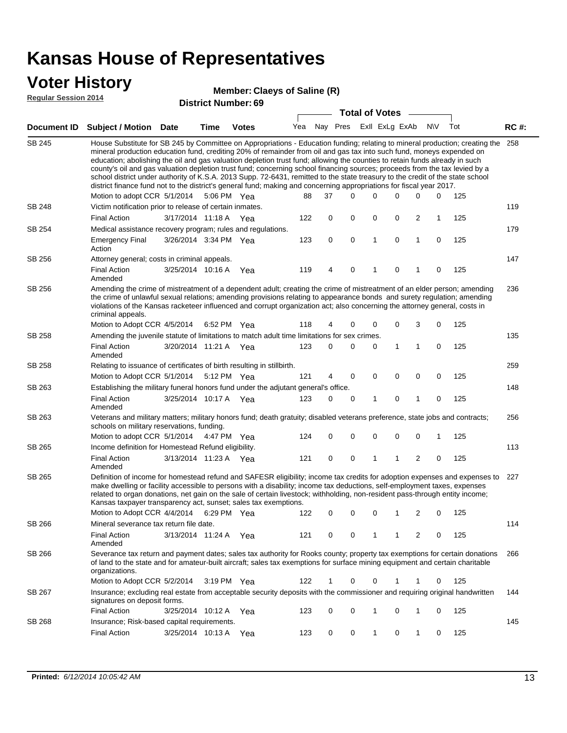# Kansas House of Representatives

## Voter History

**Regular Session 2014**

**Member: Claeys of Saline (R)**

**District Number: 69**

| Document ID | Subject / Motion | Date | Time | Votes | Yea | Nay | Pres | ExII | ExLg | ExAb | N\V | Tot | RC #: |
|---|---|---|---|---|---|---|---|---|---|---|---|---|---|
| SB 245 | House Substitute for SB 245 by Committee on Appropriations - Education funding; relating to mineral production; creating the mineral production education fund, crediting 20% of remainder from oil and gas tax into such fund, moneys expended on education; abolishing the oil and gas valuation depletion trust fund; allowing the counties to retain funds already in such county's oil and gas valuation depletion trust fund; concerning school financing sources; proceeds from the tax levied by a school district under authority of K.S.A. 2013 Supp. 72-6431, remitted to the state treasury to the credit of the state school district finance fund not to the district's general fund; making and concerning appropriations for fiscal year 2017. | | | | | | | | | | | | 258 |
| | Motion to adopt CCR | 5/1/2014 | 5:06 PM | Yea | 88 | 37 | 0 | 0 | 0 | 0 | 0 | 125 | |
| SB 248 | Victim notification prior to release of certain inmates. | | | | | | | | | | | | 119 |
| | Final Action | 3/17/2014 | 11:18 A | Yea | 122 | 0 | 0 | 0 | 0 | 2 | 1 | 125 | |
| SB 254 | Medical assistance recovery program; rules and regulations. | | | | | | | | | | | | 179 |
| | Emergency Final Action | 3/26/2014 | 3:34 PM | Yea | 123 | 0 | 0 | 1 | 0 | 1 | 0 | 125 | |
| SB 256 | Attorney general; costs in criminal appeals. | | | | | | | | | | | | 147 |
| | Final Action Amended | 3/25/2014 | 10:16 A | Yea | 119 | 4 | 0 | 1 | 0 | 1 | 0 | 125 | |
| SB 256 | Amending the crime of mistreatment of a dependent adult; creating the crime of mistreatment of an elder person; amending the crime of unlawful sexual relations; amending provisions relating to appearance bonds and surety regulation; amending violations of the Kansas racketeer influenced and corrupt organization act; also concerning the attorney general, costs in criminal appeals. | | | | | | | | | | | | 236 |
| | Motion to Adopt CCR | 4/5/2014 | 6:52 PM | Yea | 118 | 4 | 0 | 0 | 0 | 3 | 0 | 125 | |
| SB 258 | Amending the juvenile statute of limitations to match adult time limitations for sex crimes. | | | | | | | | | | | | 135 |
| | Final Action Amended | 3/20/2014 | 11:21 A | Yea | 123 | 0 | 0 | 0 | 1 | 1 | 0 | 125 | |
| SB 258 | Relating to issuance of certificates of birth resulting in stillbirth. | | | | | | | | | | | | 259 |
| | Motion to Adopt CCR | 5/1/2014 | 5:12 PM | Yea | 121 | 4 | 0 | 0 | 0 | 0 | 0 | 125 | |
| SB 263 | Establishing the military funeral honors fund under the adjutant general's office. | | | | | | | | | | | | 148 |
| | Final Action Amended | 3/25/2014 | 10:17 A | Yea | 123 | 0 | 0 | 1 | 0 | 1 | 0 | 125 | |
| SB 263 | Veterans and military matters; military honors fund; death gratuity; disabled veterans preference, state jobs and contracts; schools on military reservations, funding. | | | | | | | | | | | | 256 |
| | Motion to adopt CCR | 5/1/2014 | 4:47 PM | Yea | 124 | 0 | 0 | 0 | 0 | 0 | 1 | 125 | |
| SB 265 | Income definition for Homestead Refund eligibility. | | | | | | | | | | | | 113 |
| | Final Action Amended | 3/13/2014 | 11:23 A | Yea | 121 | 0 | 0 | 1 | 1 | 2 | 0 | 125 | |
| SB 265 | Definition of income for homestead refund and SAFESR eligibility; income tax credits for adoption expenses and expenses to make dwelling or facility accessible to persons with a disability; income tax deductions, self-employment taxes, expenses related to organ donations, net gain on the sale of certain livestock; withholding, non-resident pass-through entity income; Kansas taxpayer transparency act, sunset; sales tax exemptions. | | | | | | | | | | | | 227 |
| | Motion to Adopt CCR | 4/4/2014 | 6:29 PM | Yea | 122 | 0 | 0 | 0 | 1 | 2 | 0 | 125 | |
| SB 266 | Mineral severance tax return file date. | | | | | | | | | | | | 114 |
| | Final Action Amended | 3/13/2014 | 11:24 A | Yea | 121 | 0 | 0 | 1 | 1 | 2 | 0 | 125 | |
| SB 266 | Severance tax return and payment dates; sales tax authority for Rooks county; property tax exemptions for certain donations of land to the state and for amateur-built aircraft; sales tax exemptions for surface mining equipment and certain charitable organizations. | | | | | | | | | | | | 266 |
| | Motion to Adopt CCR | 5/2/2014 | 3:19 PM | Yea | 122 | 1 | 0 | 0 | 1 | 1 | 0 | 125 | |
| SB 267 | Insurance; excluding real estate from acceptable security deposits with the commissioner and requiring original handwritten signatures on deposit forms. | | | | | | | | | | | | 144 |
| | Final Action | 3/25/2014 | 10:12 A | Yea | 123 | 0 | 0 | 1 | 0 | 1 | 0 | 125 | |
| SB 268 | Insurance; Risk-based capital requirements. | | | | | | | | | | | | 145 |
| | Final Action | 3/25/2014 | 10:13 A | Yea | 123 | 0 | 0 | 1 | 0 | 1 | 0 | 125 | |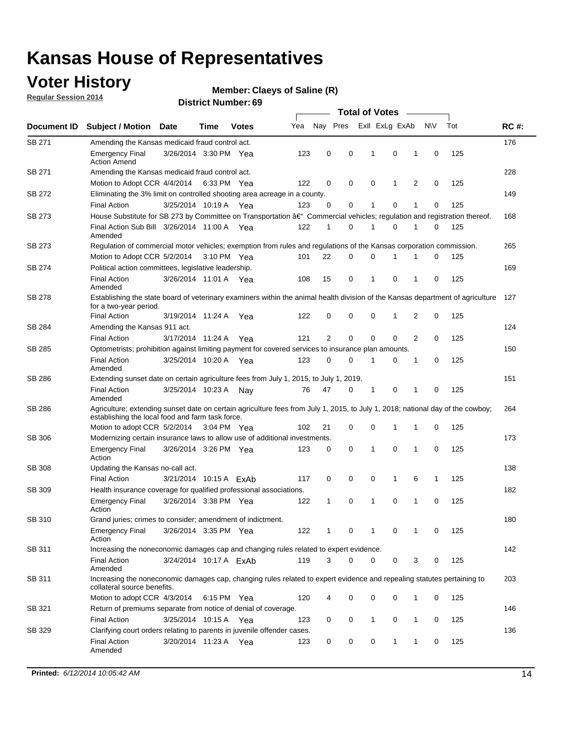# Kansas House of Representatives

## Voter History

**Regular Session 2014**

**Member: Claeys of Saline (R)**

**District Number: 69**

| Document ID | Subject / Motion | Date | Time | Votes | Yea | Nay | Pres | ExII | ExLg | ExAb | N\V | Tot | RC #: |
|---|---|---|---|---|---|---|---|---|---|---|---|---|---|
| SB 271 | Amending the Kansas medicaid fraud control act. | | | | | | | | | | | | 176 |
| | Emergency Final Action Amend | 3/26/2014 | 3:30 PM | Yea | 123 | 0 | 0 | 1 | 0 | 1 | 0 | 125 | |
| SB 271 | Amending the Kansas medicaid fraud control act. | | | | | | | | | | | | 228 |
| | Motion to Adopt CCR | 4/4/2014 | 6:33 PM | Yea | 122 | 0 | 0 | 0 | 1 | 2 | 0 | 125 | |
| SB 272 | Eliminating the 3% limit on controlled shooting area acreage in a county. | | | | | | | | | | | | 149 |
| | Final Action | 3/25/2014 | 10:19 A | Yea | 123 | 0 | 0 | 1 | 0 | 1 | 0 | 125 | |
| SB 273 | House Substitute for SB 273 by Committee on Transportation â€“ Commercial vehicles; regulation and registration thereof. | | | | | | | | | | | | 168 |
| | Final Action Sub Bill Amended | 3/26/2014 | 11:00 A | Yea | 122 | 1 | 0 | 1 | 0 | 1 | 0 | 125 | |
| SB 273 | Regulation of commercial motor vehicles; exemption from rules and regulations of the Kansas corporation commission. | | | | | | | | | | | | 265 |
| | Motion to Adopt CCR | 5/2/2014 | 3:10 PM | Yea | 101 | 22 | 0 | 0 | 1 | 1 | 0 | 125 | |
| SB 274 | Political action committees, legislative leadership. | | | | | | | | | | | | 169 |
| | Final Action Amended | 3/26/2014 | 11:01 A | Yea | 108 | 15 | 0 | 1 | 0 | 1 | 0 | 125 | |
| SB 278 | Establishing the state board of veterinary examiners within the animal health division of the Kansas department of agriculture for a two-year period. | | | | | | | | | | | | 127 |
| | Final Action | 3/19/2014 | 11:24 A | Yea | 122 | 0 | 0 | 0 | 1 | 2 | 0 | 125 | |
| SB 284 | Amending the Kansas 911 act. | | | | | | | | | | | | 124 |
| | Final Action | 3/17/2014 | 11:24 A | Yea | 121 | 2 | 0 | 0 | 0 | 2 | 0 | 125 | |
| SB 285 | Optometrists; prohibition against limiting payment for covered services to insurance plan amounts. | | | | | | | | | | | | 150 |
| | Final Action Amended | 3/25/2014 | 10:20 A | Yea | 123 | 0 | 0 | 1 | 0 | 1 | 0 | 125 | |
| SB 286 | Extending sunset date on certain agriculture fees from July 1, 2015, to July 1, 2019. | | | | | | | | | | | | 151 |
| | Final Action Amended | 3/25/2014 | 10:23 A | Nay | 76 | 47 | 0 | 1 | 0 | 1 | 0 | 125 | |
| SB 286 | Agriculture; extending sunset date on certain agriculture fees from July 1, 2015, to July 1, 2018; national day of the cowboy; establishing the local food and farm task force. | | | | | | | | | | | | 264 |
| | Motion to adopt CCR | 5/2/2014 | 3:04 PM | Yea | 102 | 21 | 0 | 0 | 1 | 1 | 0 | 125 | |
| SB 306 | Modernizing certain insurance laws to allow use of additional investments. | | | | | | | | | | | | 173 |
| | Emergency Final Action | 3/26/2014 | 3:26 PM | Yea | 123 | 0 | 0 | 1 | 0 | 1 | 0 | 125 | |
| SB 308 | Updating the Kansas no-call act. | | | | | | | | | | | | 138 |
| | Final Action | 3/21/2014 | 10:15 A | ExAb | 117 | 0 | 0 | 0 | 1 | 6 | 1 | 125 | |
| SB 309 | Health insurance coverage for qualified professional associations. | | | | | | | | | | | | 182 |
| | Emergency Final Action | 3/26/2014 | 3:38 PM | Yea | 122 | 1 | 0 | 1 | 0 | 1 | 0 | 125 | |
| SB 310 | Grand juries; crimes to consider; amendment of indictment. | | | | | | | | | | | | 180 |
| | Emergency Final Action | 3/26/2014 | 3:35 PM | Yea | 122 | 1 | 0 | 1 | 0 | 1 | 0 | 125 | |
| SB 311 | Increasing the noneconomic damages cap and changing rules related to expert evidence. | | | | | | | | | | | | 142 |
| | Final Action Amended | 3/24/2014 | 10:17 A | ExAb | 119 | 3 | 0 | 0 | 0 | 3 | 0 | 125 | |
| SB 311 | Increasing the noneconomic damages cap, changing rules related to expert evidence and repealing statutes pertaining to collateral source benefits. | | | | | | | | | | | | 203 |
| | Motion to adopt CCR | 4/3/2014 | 6:15 PM | Yea | 120 | 4 | 0 | 0 | 0 | 1 | 0 | 125 | |
| SB 321 | Return of premiums separate from notice of denial of coverage. | | | | | | | | | | | | 146 |
| | Final Action | 3/25/2014 | 10:15 A | Yea | 123 | 0 | 0 | 1 | 0 | 1 | 0 | 125 | |
| SB 329 | Clarifying court orders relating to parents in juvenile offender cases. | | | | | | | | | | | | 136 |
| | Final Action Amended | 3/20/2014 | 11:23 A | Yea | 123 | 0 | 0 | 0 | 1 | 1 | 0 | 125 | |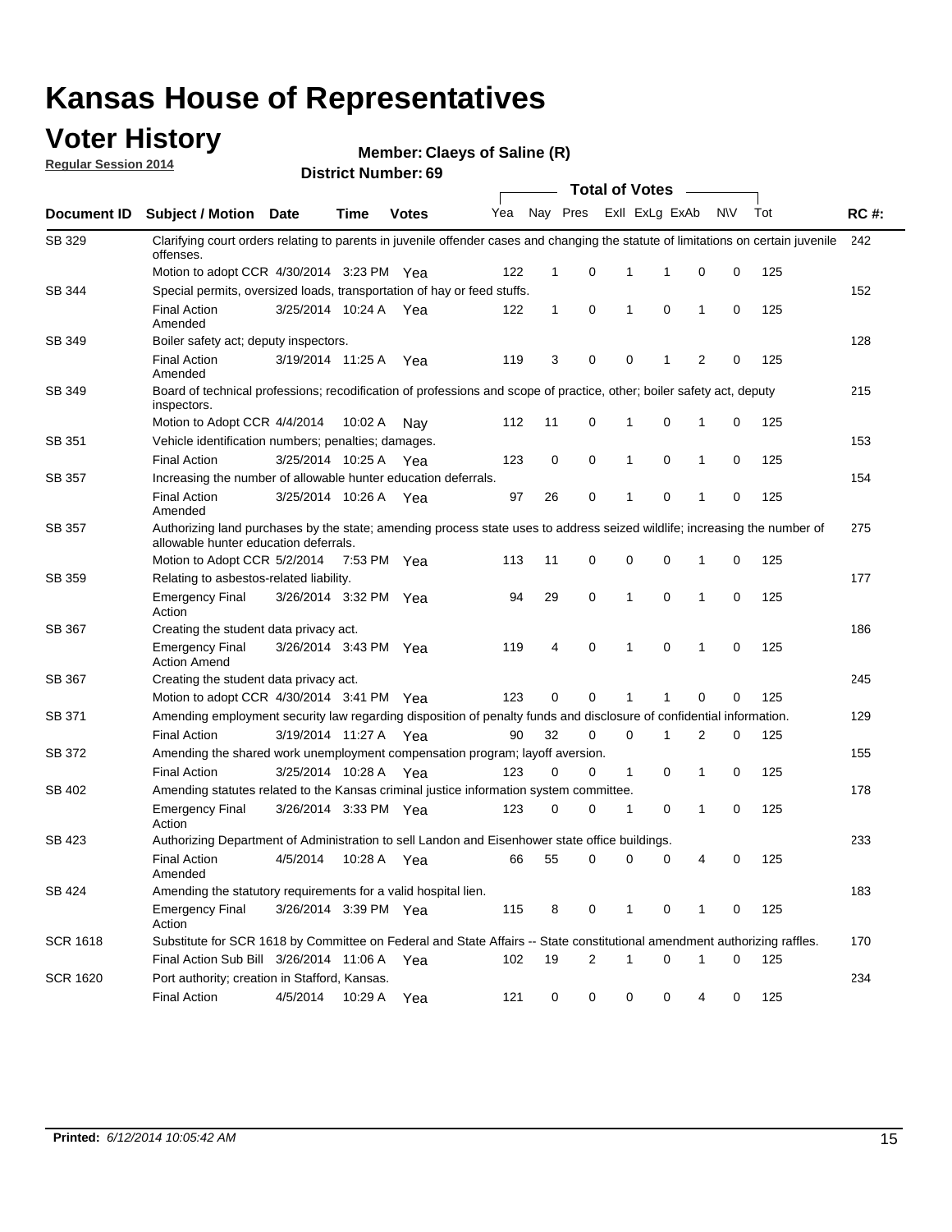# Kansas House of Representatives

## Voter History

**Regular Session 2014**

**Member: Claeys of Saline (R)**

**District Number: 69**

| Document ID | Subject / Motion | Date | Time | Votes | Yea | Nay | Pres | ExII | ExLg | ExAb | N\V | Tot | RC #: |
|---|---|---|---|---|---|---|---|---|---|---|---|---|---|
| SB 329 | Clarifying court orders relating to parents in juvenile offender cases and changing the statute of limitations on certain juvenile offenses. | | | | | | | | | | | | 242 |
| | Motion to adopt CCR | 4/30/2014 | 3:23 PM | Yea | 122 | 1 | 0 | 1 | 1 | 0 | 0 | 125 | |
| SB 344 | Special permits, oversized loads, transportation of hay or feed stuffs. | | | | | | | | | | | | 152 |
| | Final Action Amended | 3/25/2014 | 10:24 A | Yea | 122 | 1 | 0 | 1 | 0 | 1 | 0 | 125 | |
| SB 349 | Boiler safety act; deputy inspectors. | | | | | | | | | | | | 128 |
| | Final Action Amended | 3/19/2014 | 11:25 A | Yea | 119 | 3 | 0 | 0 | 1 | 2 | 0 | 125 | |
| SB 349 | Board of technical professions; recodification of professions and scope of practice, other; boiler safety act, deputy inspectors. | | | | | | | | | | | | 215 |
| | Motion to Adopt CCR | 4/4/2014 | 10:02 A | Nay | 112 | 11 | 0 | 1 | 0 | 1 | 0 | 125 | |
| SB 351 | Vehicle identification numbers; penalties; damages. | | | | | | | | | | | | 153 |
| | Final Action | 3/25/2014 | 10:25 A | Yea | 123 | 0 | 0 | 1 | 0 | 1 | 0 | 125 | |
| SB 357 | Increasing the number of allowable hunter education deferrals. | | | | | | | | | | | | 154 |
| | Final Action Amended | 3/25/2014 | 10:26 A | Yea | 97 | 26 | 0 | 1 | 0 | 1 | 0 | 125 | |
| SB 357 | Authorizing land purchases by the state; amending process state uses to address seized wildlife; increasing the number of allowable hunter education deferrals. | | | | | | | | | | | | 275 |
| | Motion to Adopt CCR | 5/2/2014 | 7:53 PM | Yea | 113 | 11 | 0 | 0 | 0 | 1 | 0 | 125 | |
| SB 359 | Relating to asbestos-related liability. | | | | | | | | | | | | 177 |
| | Emergency Final Action | 3/26/2014 | 3:32 PM | Yea | 94 | 29 | 0 | 1 | 0 | 1 | 0 | 125 | |
| SB 367 | Creating the student data privacy act. | | | | | | | | | | | | 186 |
| | Emergency Final Action Amend | 3/26/2014 | 3:43 PM | Yea | 119 | 4 | 0 | 1 | 0 | 1 | 0 | 125 | |
| SB 367 | Creating the student data privacy act. | | | | | | | | | | | | 245 |
| | Motion to adopt CCR | 4/30/2014 | 3:41 PM | Yea | 123 | 0 | 0 | 1 | 1 | 0 | 0 | 125 | |
| SB 371 | Amending employment security law regarding disposition of penalty funds and disclosure of confidential information. | | | | | | | | | | | | 129 |
| | Final Action | 3/19/2014 | 11:27 A | Yea | 90 | 32 | 0 | 0 | 1 | 2 | 0 | 125 | |
| SB 372 | Amending the shared work unemployment compensation program; layoff aversion. | | | | | | | | | | | | 155 |
| | Final Action | 3/25/2014 | 10:28 A | Yea | 123 | 0 | 0 | 1 | 0 | 1 | 0 | 125 | |
| SB 402 | Amending statutes related to the Kansas criminal justice information system committee. | | | | | | | | | | | | 178 |
| | Emergency Final Action | 3/26/2014 | 3:33 PM | Yea | 123 | 0 | 0 | 1 | 0 | 1 | 0 | 125 | |
| SB 423 | Authorizing Department of Administration to sell Landon and Eisenhower state office buildings. | | | | | | | | | | | | 233 |
| | Final Action Amended | 4/5/2014 | 10:28 A | Yea | 66 | 55 | 0 | 0 | 0 | 4 | 0 | 125 | |
| SB 424 | Amending the statutory requirements for a valid hospital lien. | | | | | | | | | | | | 183 |
| | Emergency Final Action | 3/26/2014 | 3:39 PM | Yea | 115 | 8 | 0 | 1 | 0 | 1 | 0 | 125 | |
| SCR 1618 | Substitute for SCR 1618 by Committee on Federal and State Affairs -- State constitutional amendment authorizing raffles. | | | | | | | | | | | | 170 |
| | Final Action Sub Bill | 3/26/2014 | 11:06 A | Yea | 102 | 19 | 2 | 1 | 0 | 1 | 0 | 125 | |
| SCR 1620 | Port authority; creation in Stafford, Kansas. | | | | | | | | | | | | 234 |
| | Final Action | 4/5/2014 | 10:29 A | Yea | 121 | 0 | 0 | 0 | 0 | 4 | 0 | 125 | |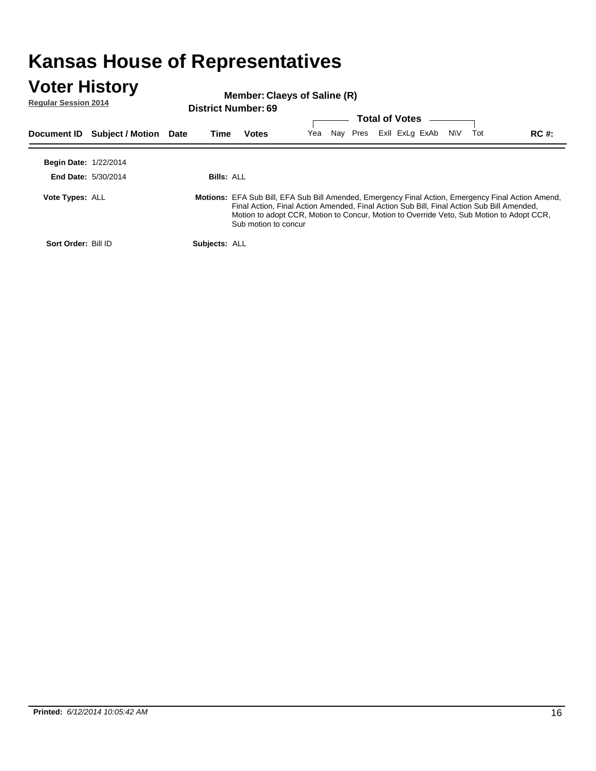# Kansas House of Representatives

## Voter History

**Regular Session 2014**

**Member: Claeys of Saline (R)**

**District Number: 69**

| Document ID | Subject / Motion | Date | Time | Votes | Yea | Nay | Pres | ExII | ExLg | ExAb | N\V | Tot | RC #: |
|---|---|---|---|---|---|---|---|---|---|---|---|---|---|

**Begin Date:** 1/22/2014

**End Date:** 5/30/2014

**Bills:** ALL

**Vote Types:** ALL

**Motions:** EFA Sub Bill, EFA Sub Bill Amended, Emergency Final Action, Emergency Final Action Amend, Final Action, Final Action Amended, Final Action Sub Bill, Final Action Sub Bill Amended, Motion to adopt CCR, Motion to Concur, Motion to Override Veto, Sub Motion to Adopt CCR, Sub motion to concur

**Sort Order:** Bill ID

**Subjects:** ALL

**Printed:** *6/12/2014 10:05:42 AM*